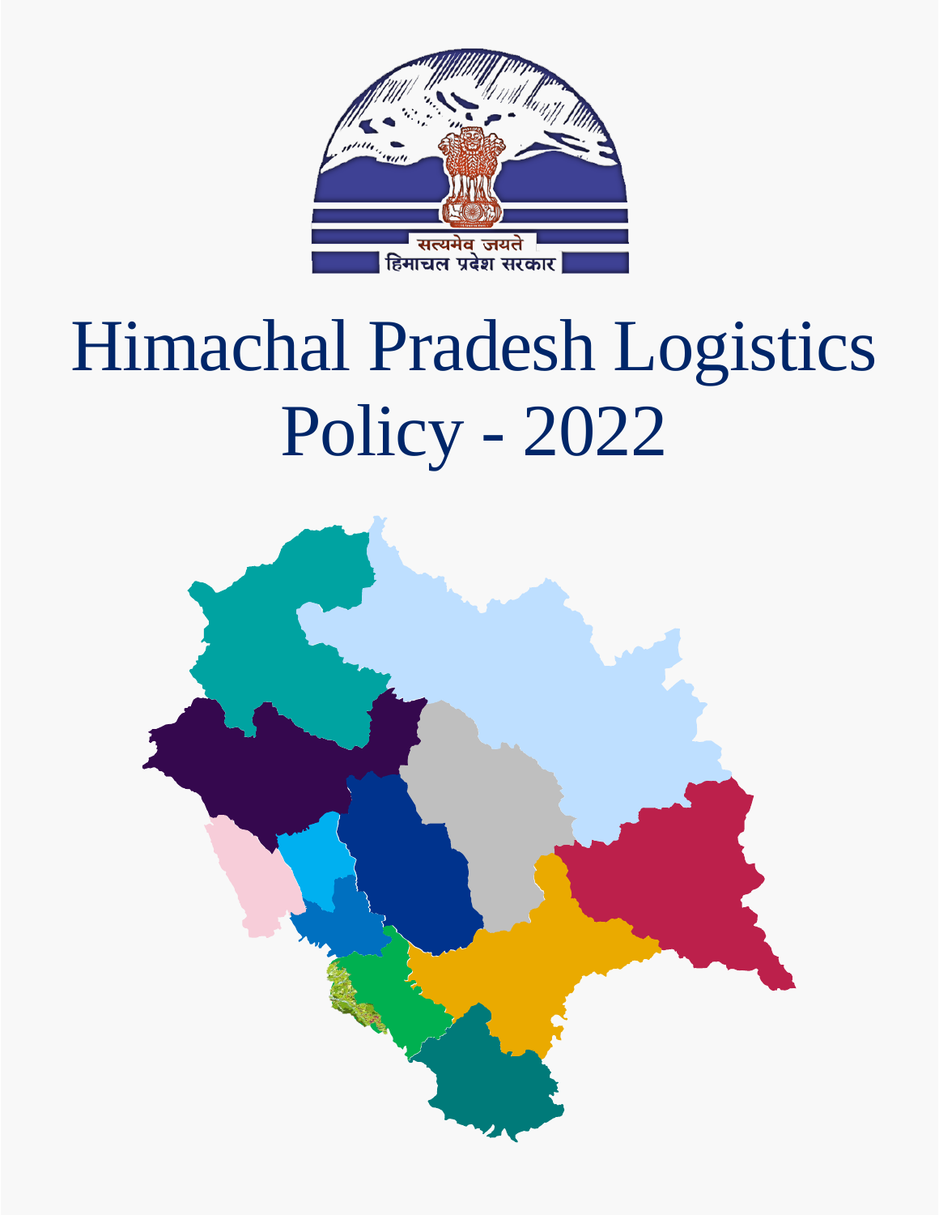सत्यमेव जयते

हिमाचल प्रदेश सरकार

# Himachal Pradesh Logistics Policy - 2022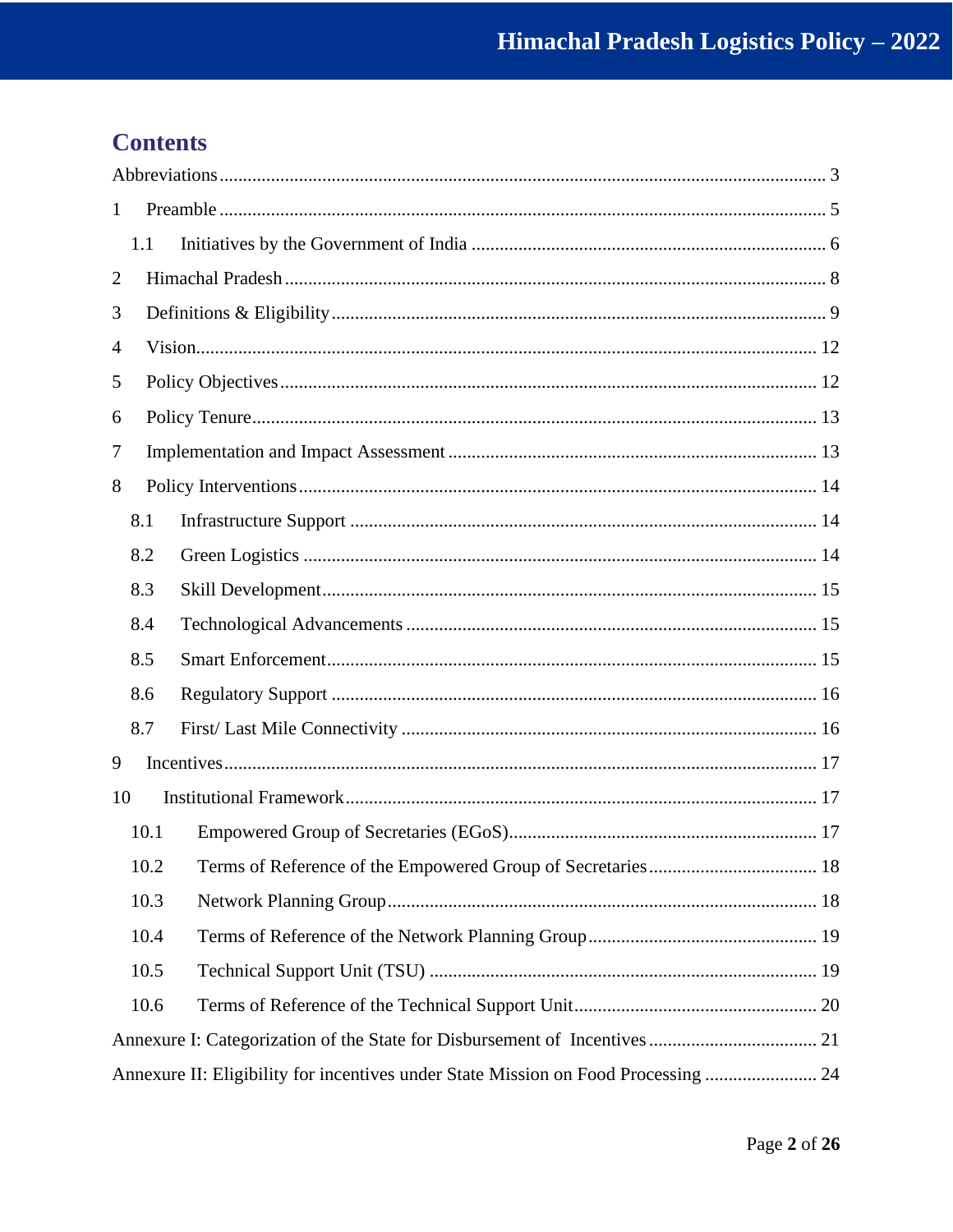# Contents

- Abbreviations ..... 3
- 1 Preamble ..... 5
  - 1.1 Initiatives by the Government of India ..... 6
- 2 Himachal Pradesh ..... 8
- 3 Definitions & Eligibility ..... 9
- 4 Vision ..... 12
- 5 Policy Objectives ..... 12
- 6 Policy Tenure ..... 13
- 7 Implementation and Impact Assessment ..... 13
- 8 Policy Interventions ..... 14
  - 8.1 Infrastructure Support ..... 14
  - 8.2 Green Logistics ..... 14
  - 8.3 Skill Development ..... 15
  - 8.4 Technological Advancements ..... 15
  - 8.5 Smart Enforcement ..... 15
  - 8.6 Regulatory Support ..... 16
  - 8.7 First/ Last Mile Connectivity ..... 16
- 9 Incentives ..... 17
- 10 Institutional Framework ..... 17
  - 10.1 Empowered Group of Secretaries (EGoS) ..... 17
  - 10.2 Terms of Reference of the Empowered Group of Secretaries ..... 18
  - 10.3 Network Planning Group ..... 18
  - 10.4 Terms of Reference of the Network Planning Group ..... 19
  - 10.5 Technical Support Unit (TSU) ..... 19
  - 10.6 Terms of Reference of the Technical Support Unit ..... 20
- Annexure I: Categorization of the State for Disbursement of Incentives ..... 21
- Annexure II: Eligibility for incentives under State Mission on Food Processing ..... 24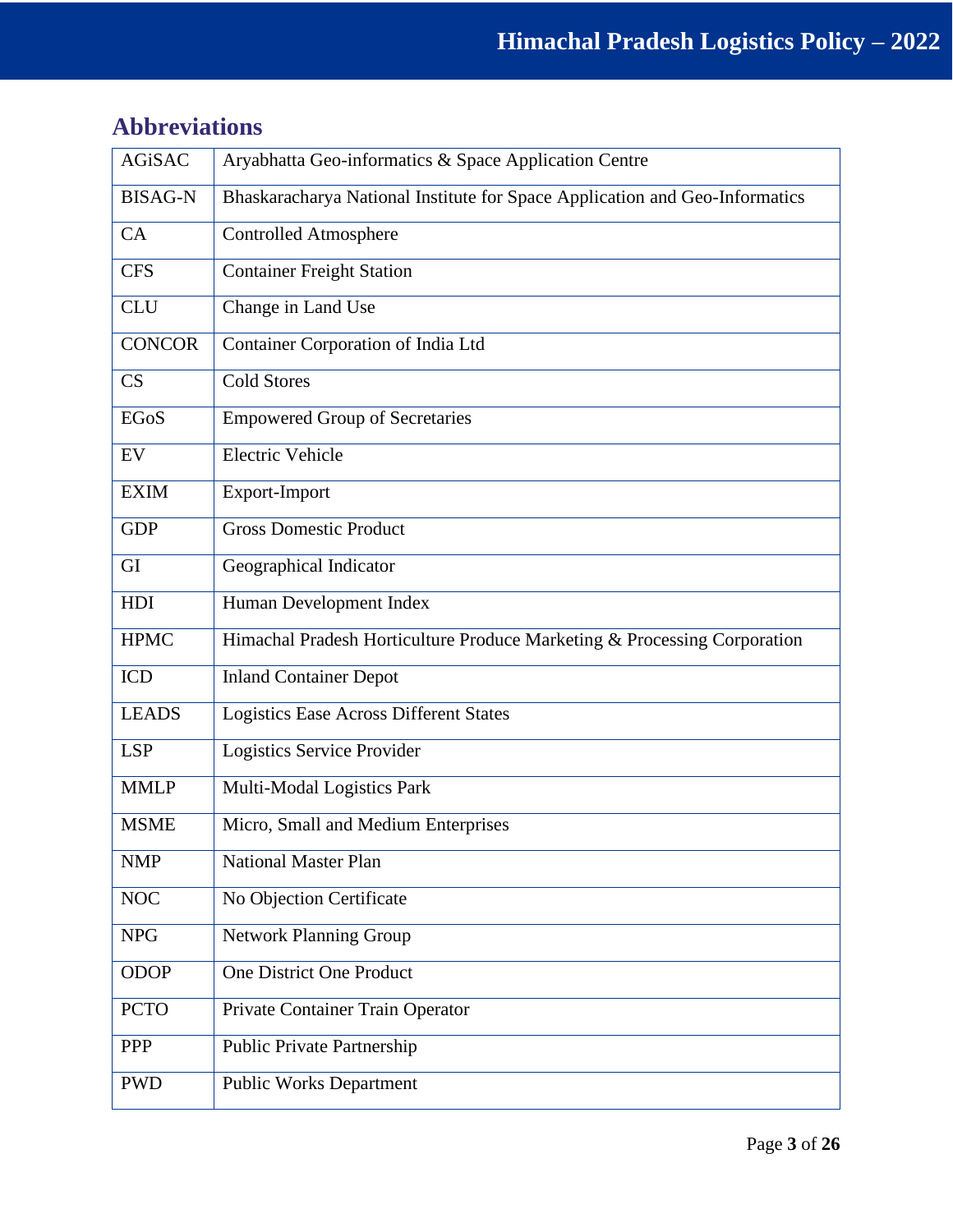## Abbreviations

| | |
|---|---|
| AGiSAC | Aryabhatta Geo-informatics & Space Application Centre |
| BISAG-N | Bhaskaracharya National Institute for Space Application and Geo-Informatics |
| CA | Controlled Atmosphere |
| CFS | Container Freight Station |
| CLU | Change in Land Use |
| CONCOR | Container Corporation of India Ltd |
| CS | Cold Stores |
| EGoS | Empowered Group of Secretaries |
| EV | Electric Vehicle |
| EXIM | Export-Import |
| GDP | Gross Domestic Product |
| GI | Geographical Indicator |
| HDI | Human Development Index |
| HPMC | Himachal Pradesh Horticulture Produce Marketing & Processing Corporation |
| ICD | Inland Container Depot |
| LEADS | Logistics Ease Across Different States |
| LSP | Logistics Service Provider |
| MMLP | Multi-Modal Logistics Park |
| MSME | Micro, Small and Medium Enterprises |
| NMP | National Master Plan |
| NOC | No Objection Certificate |
| NPG | Network Planning Group |
| ODOP | One District One Product |
| PCTO | Private Container Train Operator |
| PPP | Public Private Partnership |
| PWD | Public Works Department |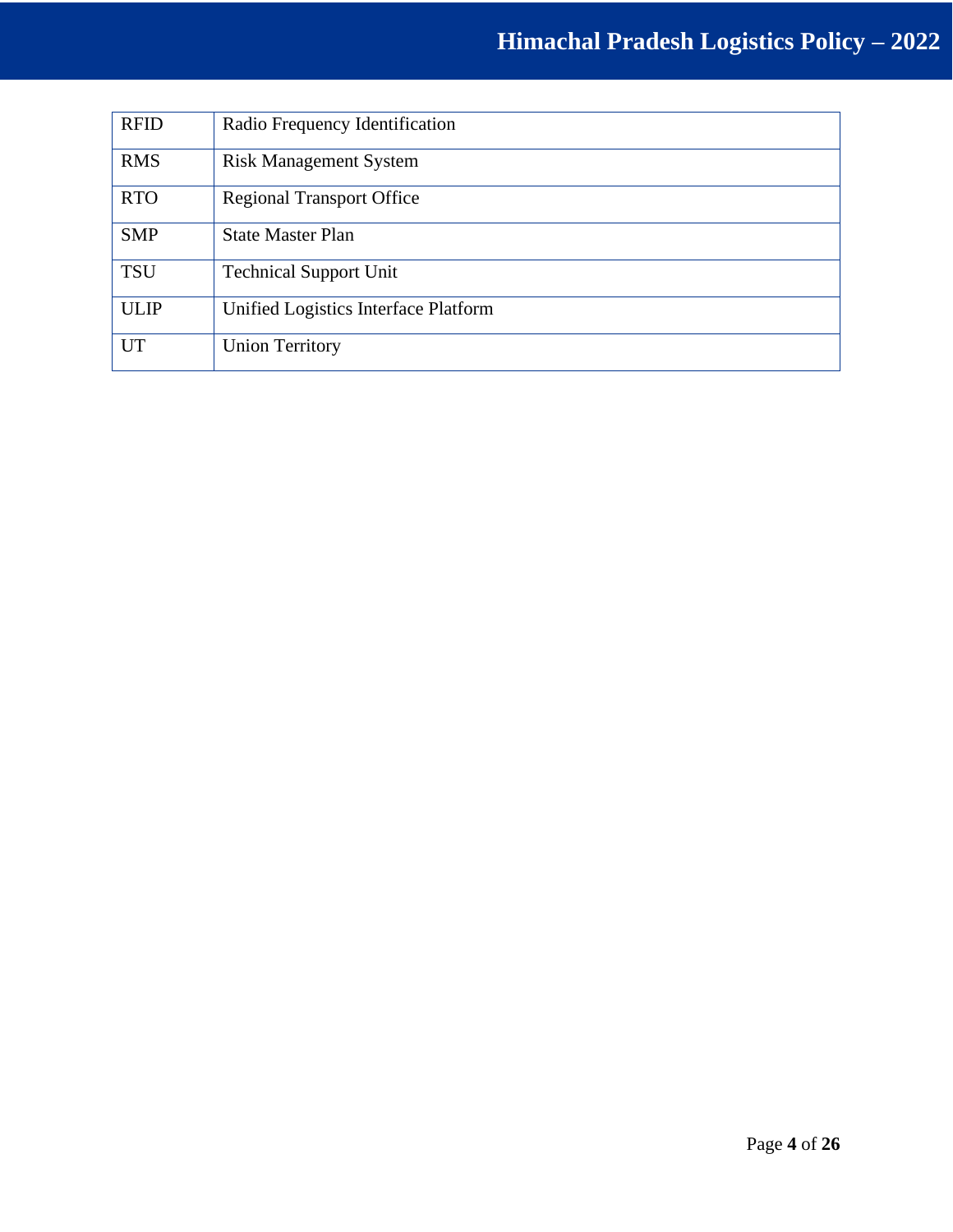| RFID | Radio Frequency Identification |
|---|---|
| RMS | Risk Management System |
| RTO | Regional Transport Office |
| SMP | State Master Plan |
| TSU | Technical Support Unit |
| ULIP | Unified Logistics Interface Platform |
| UT | Union Territory |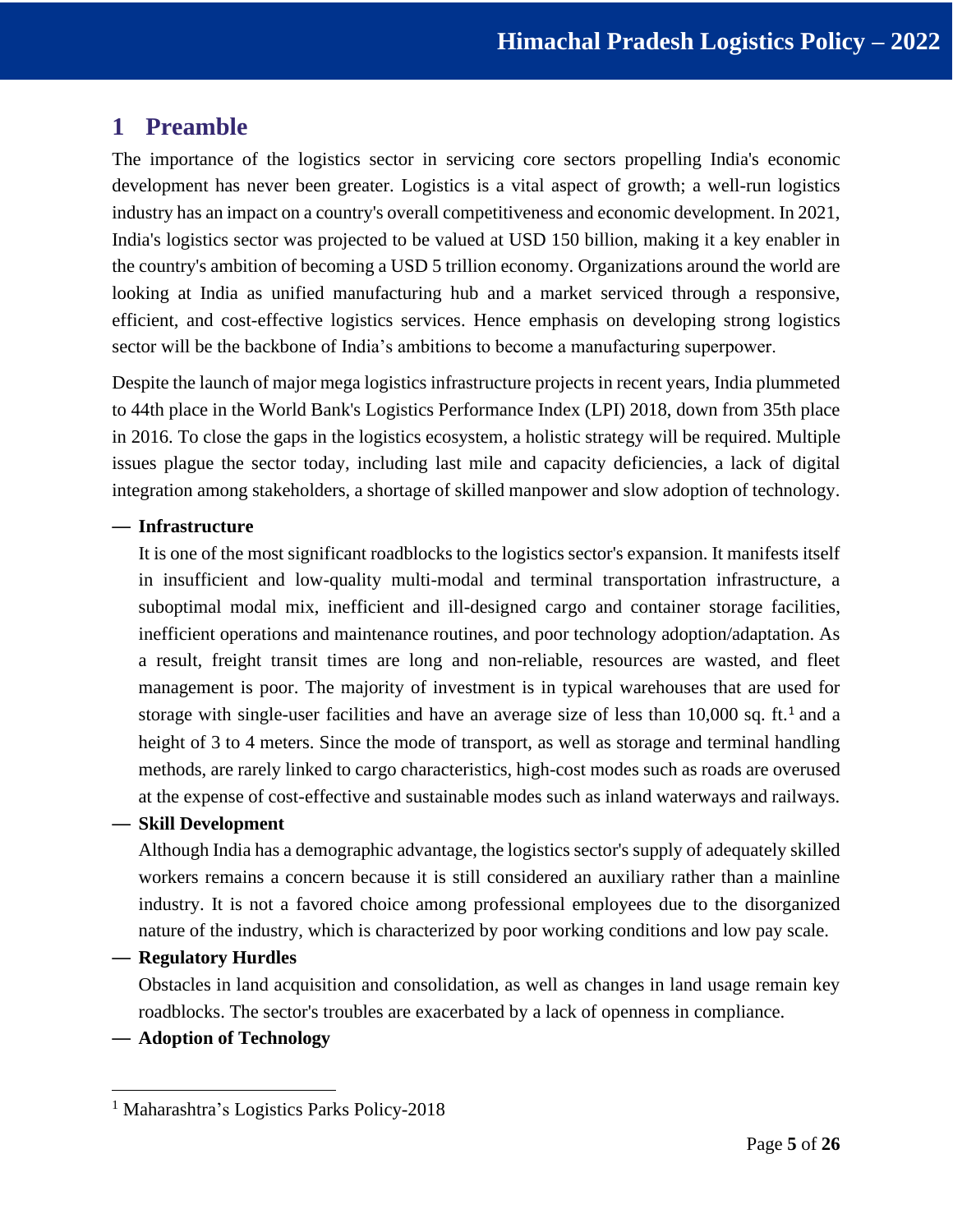# 1 Preamble

The importance of the logistics sector in servicing core sectors propelling India's economic development has never been greater. Logistics is a vital aspect of growth; a well-run logistics industry has an impact on a country's overall competitiveness and economic development. In 2021, India's logistics sector was projected to be valued at USD 150 billion, making it a key enabler in the country's ambition of becoming a USD 5 trillion economy. Organizations around the world are looking at India as unified manufacturing hub and a market serviced through a responsive, efficient, and cost-effective logistics services. Hence emphasis on developing strong logistics sector will be the backbone of India's ambitions to become a manufacturing superpower.

Despite the launch of major mega logistics infrastructure projects in recent years, India plummeted to 44th place in the World Bank's Logistics Performance Index (LPI) 2018, down from 35th place in 2016. To close the gaps in the logistics ecosystem, a holistic strategy will be required. Multiple issues plague the sector today, including last mile and capacity deficiencies, a lack of digital integration among stakeholders, a shortage of skilled manpower and slow adoption of technology.

— **Infrastructure**

  It is one of the most significant roadblocks to the logistics sector's expansion. It manifests itself in insufficient and low-quality multi-modal and terminal transportation infrastructure, a suboptimal modal mix, inefficient and ill-designed cargo and container storage facilities, inefficient operations and maintenance routines, and poor technology adoption/adaptation. As a result, freight transit times are long and non-reliable, resources are wasted, and fleet management is poor. The majority of investment is in typical warehouses that are used for storage with single-user facilities and have an average size of less than 10,000 sq. ft.[1] and a height of 3 to 4 meters. Since the mode of transport, as well as storage and terminal handling methods, are rarely linked to cargo characteristics, high-cost modes such as roads are overused at the expense of cost-effective and sustainable modes such as inland waterways and railways.

— **Skill Development**

  Although India has a demographic advantage, the logistics sector's supply of adequately skilled workers remains a concern because it is still considered an auxiliary rather than a mainline industry. It is not a favored choice among professional employees due to the disorganized nature of the industry, which is characterized by poor working conditions and low pay scale.

— **Regulatory Hurdles**

  Obstacles in land acquisition and consolidation, as well as changes in land usage remain key roadblocks. The sector's troubles are exacerbated by a lack of openness in compliance.

— **Adoption of Technology**

---

[1] Maharashtra's Logistics Parks Policy-2018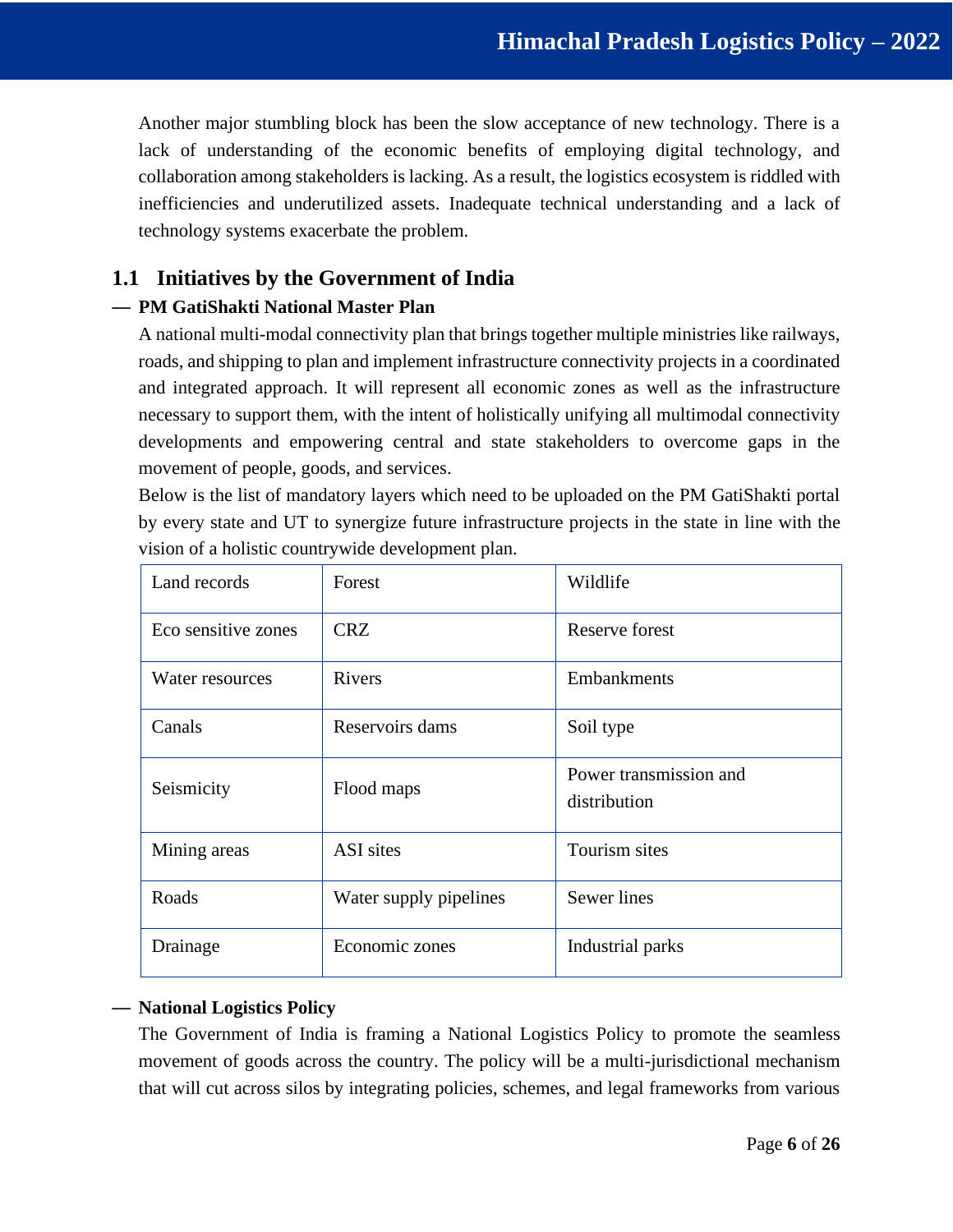Another major stumbling block has been the slow acceptance of new technology. There is a lack of understanding of the economic benefits of employing digital technology, and collaboration among stakeholders is lacking. As a result, the logistics ecosystem is riddled with inefficiencies and underutilized assets. Inadequate technical understanding and a lack of technology systems exacerbate the problem.

## 1.1 Initiatives by the Government of India

— **PM GatiShakti National Master Plan**

A national multi-modal connectivity plan that brings together multiple ministries like railways, roads, and shipping to plan and implement infrastructure connectivity projects in a coordinated and integrated approach. It will represent all economic zones as well as the infrastructure necessary to support them, with the intent of holistically unifying all multimodal connectivity developments and empowering central and state stakeholders to overcome gaps in the movement of people, goods, and services.

Below is the list of mandatory layers which need to be uploaded on the PM GatiShakti portal by every state and UT to synergize future infrastructure projects in the state in line with the vision of a holistic countrywide development plan.

| | | |
|---|---|---|
| Land records | Forest | Wildlife |
| Eco sensitive zones | CRZ | Reserve forest |
| Water resources | Rivers | Embankments |
| Canals | Reservoirs dams | Soil type |
| Seismicity | Flood maps | Power transmission and distribution |
| Mining areas | ASI sites | Tourism sites |
| Roads | Water supply pipelines | Sewer lines |
| Drainage | Economic zones | Industrial parks |

— **National Logistics Policy**

The Government of India is framing a National Logistics Policy to promote the seamless movement of goods across the country. The policy will be a multi-jurisdictional mechanism that will cut across silos by integrating policies, schemes, and legal frameworks from various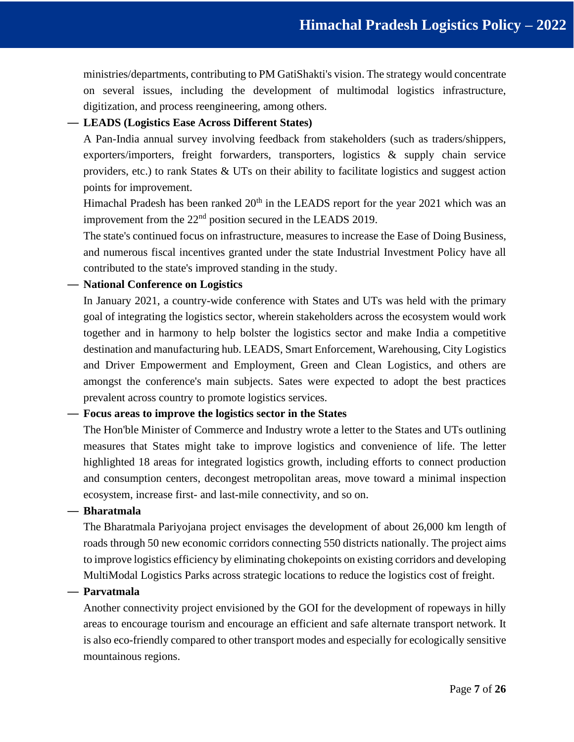ministries/departments, contributing to PM GatiShakti's vision. The strategy would concentrate on several issues, including the development of multimodal logistics infrastructure, digitization, and process reengineering, among others.

- **LEADS (Logistics Ease Across Different States)**

  A Pan-India annual survey involving feedback from stakeholders (such as traders/shippers, exporters/importers, freight forwarders, transporters, logistics & supply chain service providers, etc.) to rank States & UTs on their ability to facilitate logistics and suggest action points for improvement.

  Himachal Pradesh has been ranked 20th in the LEADS report for the year 2021 which was an improvement from the 22nd position secured in the LEADS 2019.

  The state's continued focus on infrastructure, measures to increase the Ease of Doing Business, and numerous fiscal incentives granted under the state Industrial Investment Policy have all contributed to the state's improved standing in the study.

- **National Conference on Logistics**

  In January 2021, a country-wide conference with States and UTs was held with the primary goal of integrating the logistics sector, wherein stakeholders across the ecosystem would work together and in harmony to help bolster the logistics sector and make India a competitive destination and manufacturing hub. LEADS, Smart Enforcement, Warehousing, City Logistics and Driver Empowerment and Employment, Green and Clean Logistics, and others are amongst the conference's main subjects. Sates were expected to adopt the best practices prevalent across country to promote logistics services.

- **Focus areas to improve the logistics sector in the States**

  The Hon'ble Minister of Commerce and Industry wrote a letter to the States and UTs outlining measures that States might take to improve logistics and convenience of life. The letter highlighted 18 areas for integrated logistics growth, including efforts to connect production and consumption centers, decongest metropolitan areas, move toward a minimal inspection ecosystem, increase first- and last-mile connectivity, and so on.

- **Bharatmala**

  The Bharatmala Pariyojana project envisages the development of about 26,000 km length of roads through 50 new economic corridors connecting 550 districts nationally. The project aims to improve logistics efficiency by eliminating chokepoints on existing corridors and developing MultiModal Logistics Parks across strategic locations to reduce the logistics cost of freight.

- **Parvatmala**

  Another connectivity project envisioned by the GOI for the development of ropeways in hilly areas to encourage tourism and encourage an efficient and safe alternate transport network. It is also eco-friendly compared to other transport modes and especially for ecologically sensitive mountainous regions.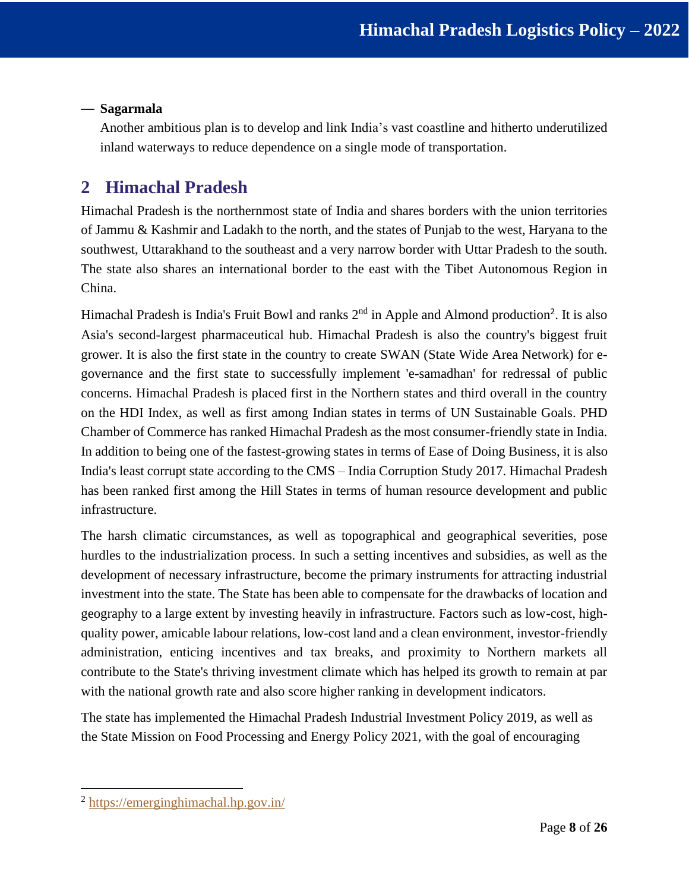— **Sagarmala**

Another ambitious plan is to develop and link India's vast coastline and hitherto underutilized inland waterways to reduce dependence on a single mode of transportation.

# 2 Himachal Pradesh

Himachal Pradesh is the northernmost state of India and shares borders with the union territories of Jammu & Kashmir and Ladakh to the north, and the states of Punjab to the west, Haryana to the southwest, Uttarakhand to the southeast and a very narrow border with Uttar Pradesh to the south. The state also shares an international border to the east with the Tibet Autonomous Region in China.

Himachal Pradesh is India's Fruit Bowl and ranks 2nd in Apple and Almond production[2]. It is also Asia's second-largest pharmaceutical hub. Himachal Pradesh is also the country's biggest fruit grower. It is also the first state in the country to create SWAN (State Wide Area Network) for e-governance and the first state to successfully implement 'e-samadhan' for redressal of public concerns. Himachal Pradesh is placed first in the Northern states and third overall in the country on the HDI Index, as well as first among Indian states in terms of UN Sustainable Goals. PHD Chamber of Commerce has ranked Himachal Pradesh as the most consumer-friendly state in India. In addition to being one of the fastest-growing states in terms of Ease of Doing Business, it is also India's least corrupt state according to the CMS – India Corruption Study 2017. Himachal Pradesh has been ranked first among the Hill States in terms of human resource development and public infrastructure.

The harsh climatic circumstances, as well as topographical and geographical severities, pose hurdles to the industrialization process. In such a setting incentives and subsidies, as well as the development of necessary infrastructure, become the primary instruments for attracting industrial investment into the state. The State has been able to compensate for the drawbacks of location and geography to a large extent by investing heavily in infrastructure. Factors such as low-cost, high-quality power, amicable labour relations, low-cost land and a clean environment, investor-friendly administration, enticing incentives and tax breaks, and proximity to Northern markets all contribute to the State's thriving investment climate which has helped its growth to remain at par with the national growth rate and also score higher ranking in development indicators.

The state has implemented the Himachal Pradesh Industrial Investment Policy 2019, as well as the State Mission on Food Processing and Energy Policy 2021, with the goal of encouraging

---

[2] https://emerginghimachal.hp.gov.in/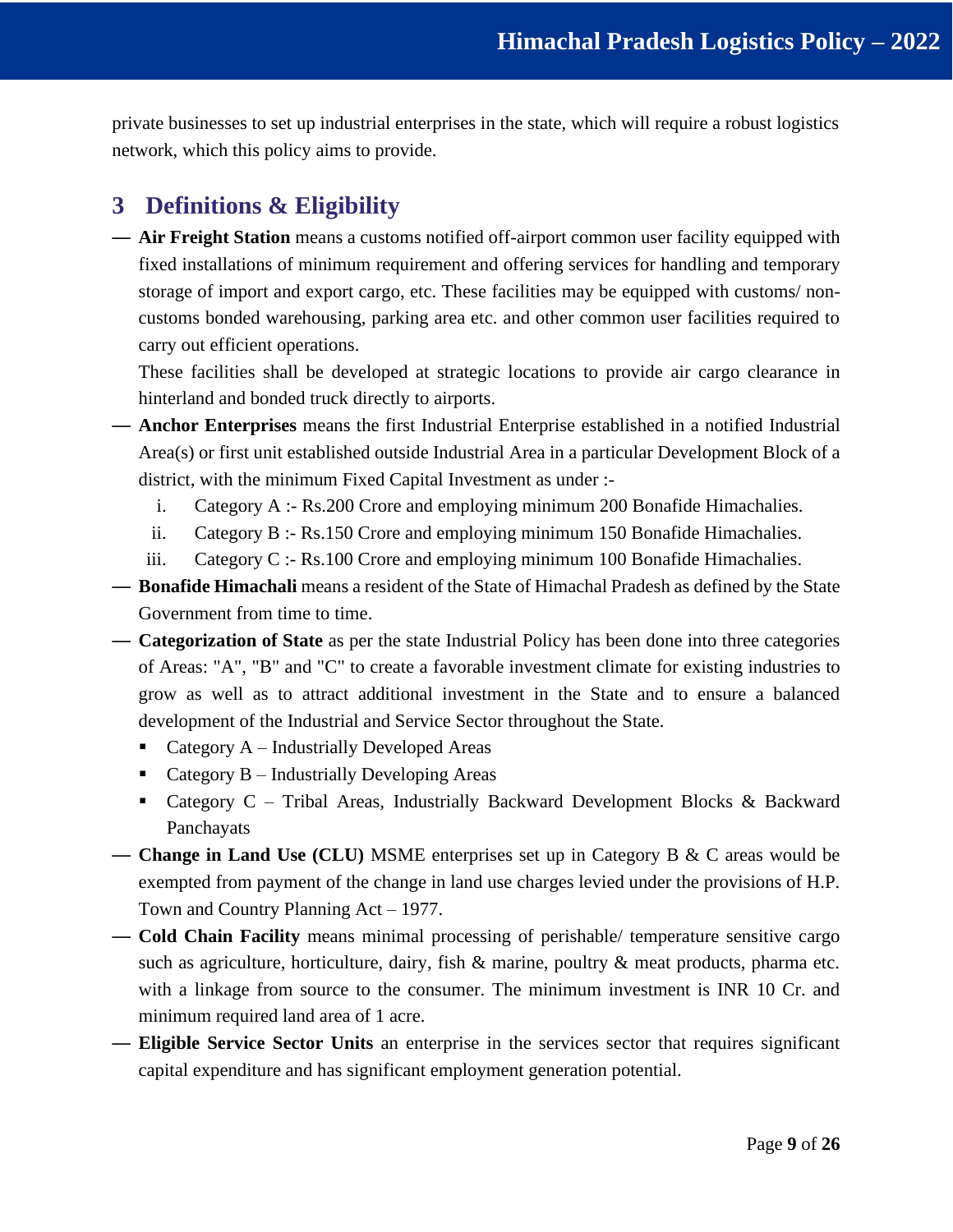private businesses to set up industrial enterprises in the state, which will require a robust logistics network, which this policy aims to provide.

## 3 Definitions & Eligibility

- **Air Freight Station** means a customs notified off-airport common user facility equipped with fixed installations of minimum requirement and offering services for handling and temporary storage of import and export cargo, etc. These facilities may be equipped with customs/ non-customs bonded warehousing, parking area etc. and other common user facilities required to carry out efficient operations.

  These facilities shall be developed at strategic locations to provide air cargo clearance in hinterland and bonded truck directly to airports.

- **Anchor Enterprises** means the first Industrial Enterprise established in a notified Industrial Area(s) or first unit established outside Industrial Area in a particular Development Block of a district, with the minimum Fixed Capital Investment as under :-
  1. Category A :- Rs.200 Crore and employing minimum 200 Bonafide Himachalies.
  2. Category B :- Rs.150 Crore and employing minimum 150 Bonafide Himachalies.
  3. Category C :- Rs.100 Crore and employing minimum 100 Bonafide Himachalies.

- **Bonafide Himachali** means a resident of the State of Himachal Pradesh as defined by the State Government from time to time.

- **Categorization of State** as per the state Industrial Policy has been done into three categories of Areas: "A", "B" and "C" to create a favorable investment climate for existing industries to grow as well as to attract additional investment in the State and to ensure a balanced development of the Industrial and Service Sector throughout the State.
  - Category A – Industrially Developed Areas
  - Category B – Industrially Developing Areas
  - Category C – Tribal Areas, Industrially Backward Development Blocks & Backward Panchayats

- **Change in Land Use (CLU)** MSME enterprises set up in Category B & C areas would be exempted from payment of the change in land use charges levied under the provisions of H.P. Town and Country Planning Act – 1977.

- **Cold Chain Facility** means minimal processing of perishable/ temperature sensitive cargo such as agriculture, horticulture, dairy, fish & marine, poultry & meat products, pharma etc. with a linkage from source to the consumer. The minimum investment is INR 10 Cr. and minimum required land area of 1 acre.

- **Eligible Service Sector Units** an enterprise in the services sector that requires significant capital expenditure and has significant employment generation potential.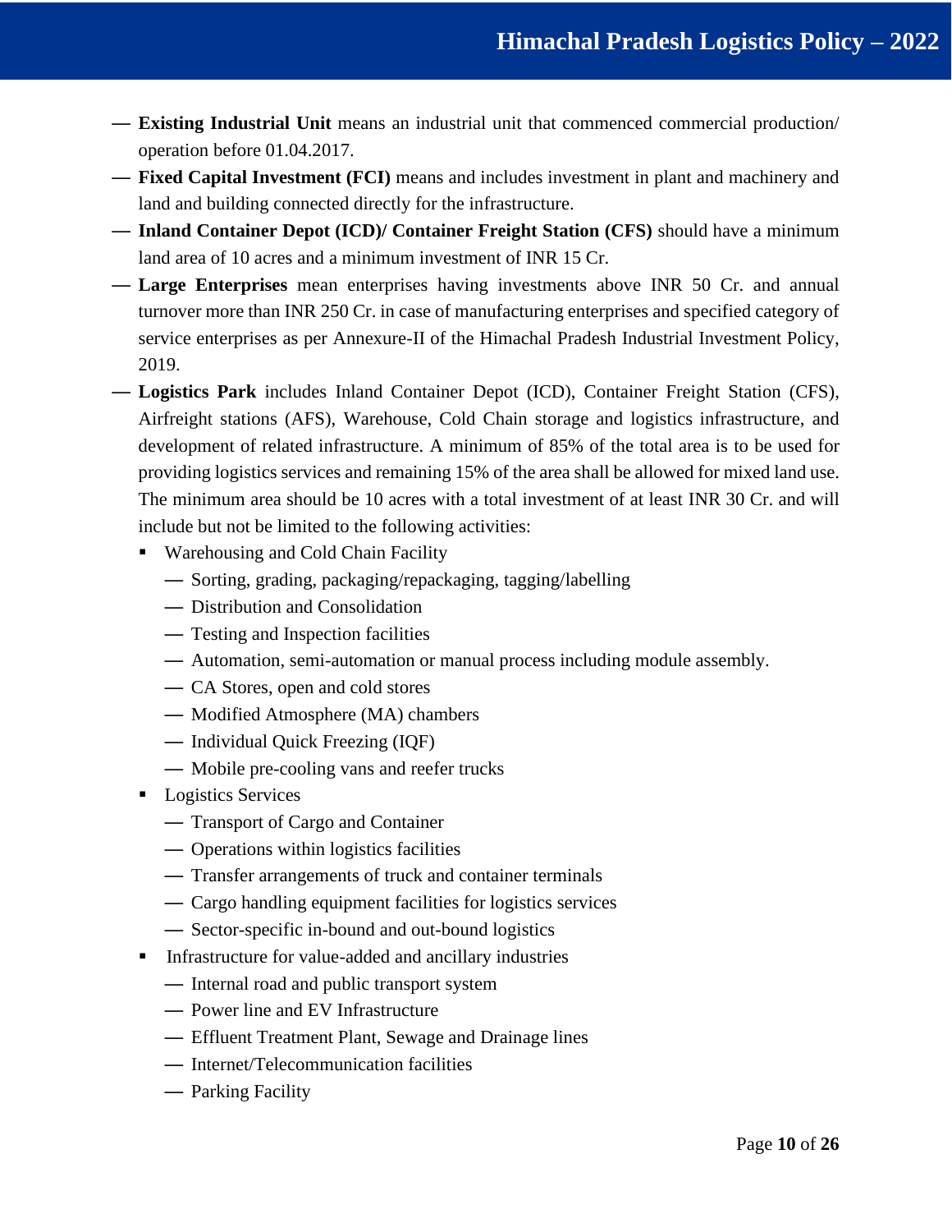- **Existing Industrial Unit** means an industrial unit that commenced commercial production/ operation before 01.04.2017.
- **Fixed Capital Investment (FCI)** means and includes investment in plant and machinery and land and building connected directly for the infrastructure.
- **Inland Container Depot (ICD)/ Container Freight Station (CFS)** should have a minimum land area of 10 acres and a minimum investment of INR 15 Cr.
- **Large Enterprises** mean enterprises having investments above INR 50 Cr. and annual turnover more than INR 250 Cr. in case of manufacturing enterprises and specified category of service enterprises as per Annexure-II of the Himachal Pradesh Industrial Investment Policy, 2019.
- **Logistics Park** includes Inland Container Depot (ICD), Container Freight Station (CFS), Airfreight stations (AFS), Warehouse, Cold Chain storage and logistics infrastructure, and development of related infrastructure. A minimum of 85% of the total area is to be used for providing logistics services and remaining 15% of the area shall be allowed for mixed land use. The minimum area should be 10 acres with a total investment of at least INR 30 Cr. and will include but not be limited to the following activities:
  - Warehousing and Cold Chain Facility
    - Sorting, grading, packaging/repackaging, tagging/labelling
    - Distribution and Consolidation
    - Testing and Inspection facilities
    - Automation, semi-automation or manual process including module assembly.
    - CA Stores, open and cold stores
    - Modified Atmosphere (MA) chambers
    - Individual Quick Freezing (IQF)
    - Mobile pre-cooling vans and reefer trucks
  - Logistics Services
    - Transport of Cargo and Container
    - Operations within logistics facilities
    - Transfer arrangements of truck and container terminals
    - Cargo handling equipment facilities for logistics services
    - Sector-specific in-bound and out-bound logistics
  - Infrastructure for value-added and ancillary industries
    - Internal road and public transport system
    - Power line and EV Infrastructure
    - Effluent Treatment Plant, Sewage and Drainage lines
    - Internet/Telecommunication facilities
    - Parking Facility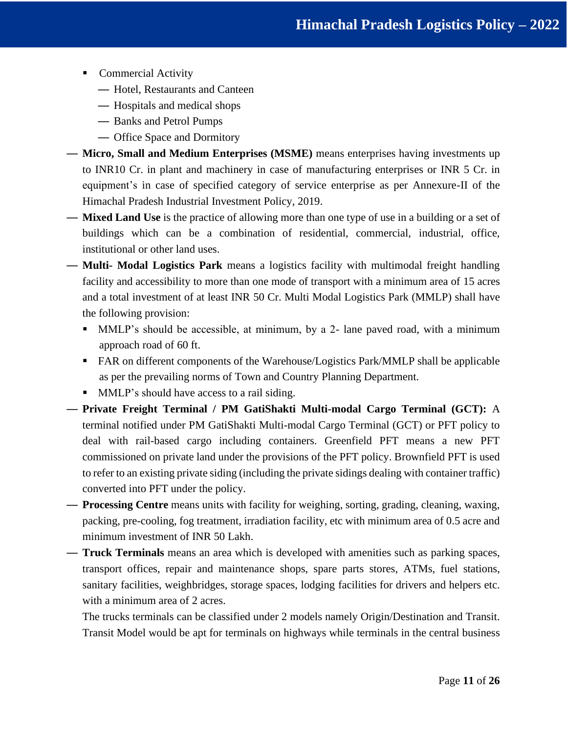- Commercial Activity
  - — Hotel, Restaurants and Canteen
  - — Hospitals and medical shops
  - — Banks and Petrol Pumps
  - — Office Space and Dormitory

— **Micro, Small and Medium Enterprises (MSME)** means enterprises having investments up to INR10 Cr. in plant and machinery in case of manufacturing enterprises or INR 5 Cr. in equipment's in case of specified category of service enterprise as per Annexure-II of the Himachal Pradesh Industrial Investment Policy, 2019.

— **Mixed Land Use** is the practice of allowing more than one type of use in a building or a set of buildings which can be a combination of residential, commercial, industrial, office, institutional or other land uses.

— **Multi- Modal Logistics Park** means a logistics facility with multimodal freight handling facility and accessibility to more than one mode of transport with a minimum area of 15 acres and a total investment of at least INR 50 Cr. Multi Modal Logistics Park (MMLP) shall have the following provision:

- MMLP's should be accessible, at minimum, by a 2- lane paved road, with a minimum approach road of 60 ft.
- FAR on different components of the Warehouse/Logistics Park/MMLP shall be applicable as per the prevailing norms of Town and Country Planning Department.
- MMLP's should have access to a rail siding.

— **Private Freight Terminal / PM GatiShakti Multi-modal Cargo Terminal (GCT):** A terminal notified under PM GatiShakti Multi-modal Cargo Terminal (GCT) or PFT policy to deal with rail-based cargo including containers. Greenfield PFT means a new PFT commissioned on private land under the provisions of the PFT policy. Brownfield PFT is used to refer to an existing private siding (including the private sidings dealing with container traffic) converted into PFT under the policy.

— **Processing Centre** means units with facility for weighing, sorting, grading, cleaning, waxing, packing, pre-cooling, fog treatment, irradiation facility, etc with minimum area of 0.5 acre and minimum investment of INR 50 Lakh.

— **Truck Terminals** means an area which is developed with amenities such as parking spaces, transport offices, repair and maintenance shops, spare parts stores, ATMs, fuel stations, sanitary facilities, weighbridges, storage spaces, lodging facilities for drivers and helpers etc. with a minimum area of 2 acres.

The trucks terminals can be classified under 2 models namely Origin/Destination and Transit. Transit Model would be apt for terminals on highways while terminals in the central business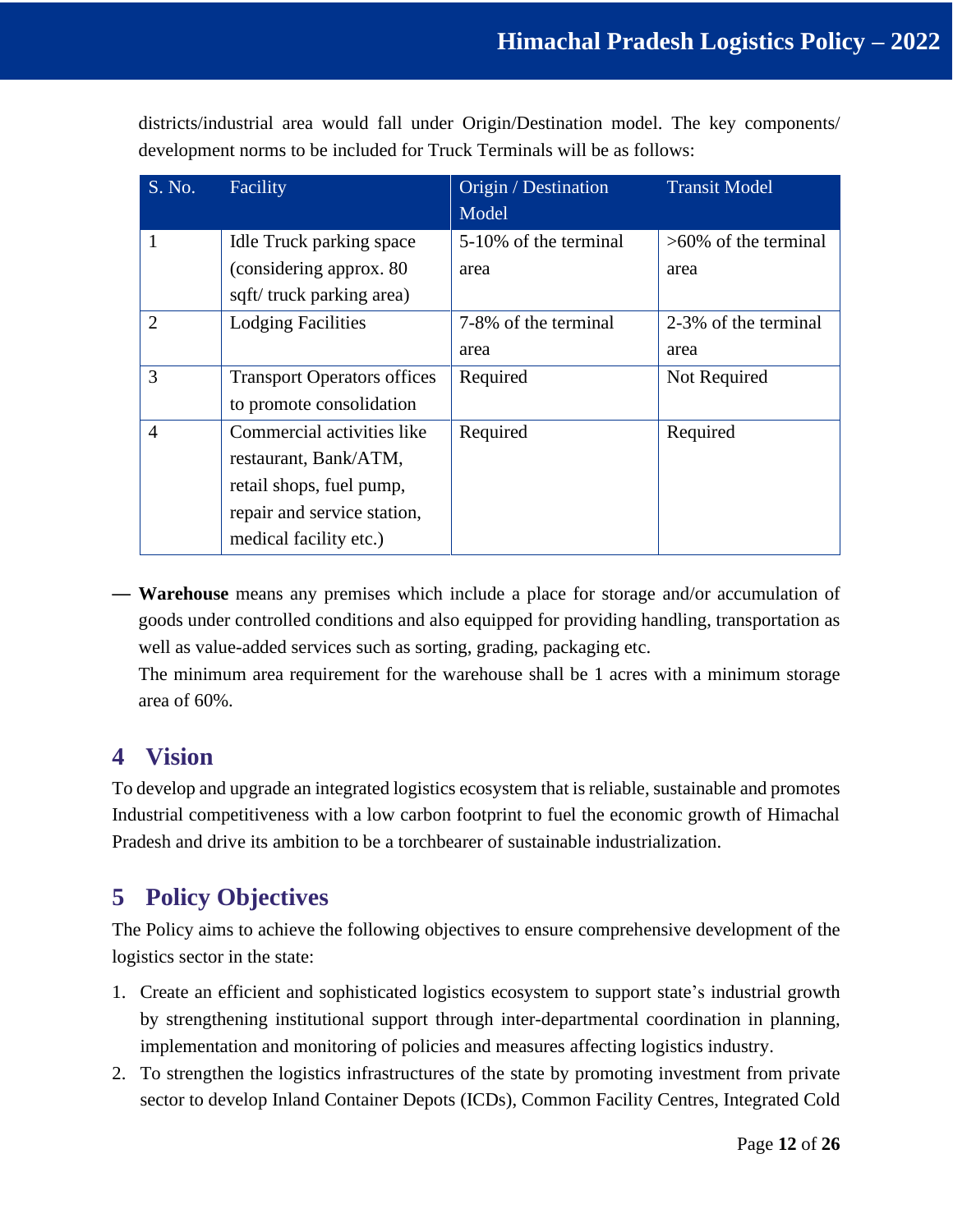districts/industrial area would fall under Origin/Destination model. The key components/ development norms to be included for Truck Terminals will be as follows:

| S. No. | Facility | Origin / Destination Model | Transit Model |
|---|---|---|---|
| 1 | Idle Truck parking space (considering approx. 80 sqft/ truck parking area) | 5-10% of the terminal area | >60% of the terminal area |
| 2 | Lodging Facilities | 7-8% of the terminal area | 2-3% of the terminal area |
| 3 | Transport Operators offices to promote consolidation | Required | Not Required |
| 4 | Commercial activities like restaurant, Bank/ATM, retail shops, fuel pump, repair and service station, medical facility etc.) | Required | Required |

— **Warehouse** means any premises which include a place for storage and/or accumulation of goods under controlled conditions and also equipped for providing handling, transportation as well as value-added services such as sorting, grading, packaging etc.

The minimum area requirement for the warehouse shall be 1 acres with a minimum storage area of 60%.

# 4 Vision

To develop and upgrade an integrated logistics ecosystem that is reliable, sustainable and promotes Industrial competitiveness with a low carbon footprint to fuel the economic growth of Himachal Pradesh and drive its ambition to be a torchbearer of sustainable industrialization.

# 5 Policy Objectives

The Policy aims to achieve the following objectives to ensure comprehensive development of the logistics sector in the state:

1. Create an efficient and sophisticated logistics ecosystem to support state's industrial growth by strengthening institutional support through inter-departmental coordination in planning, implementation and monitoring of policies and measures affecting logistics industry.
2. To strengthen the logistics infrastructures of the state by promoting investment from private sector to develop Inland Container Depots (ICDs), Common Facility Centres, Integrated Cold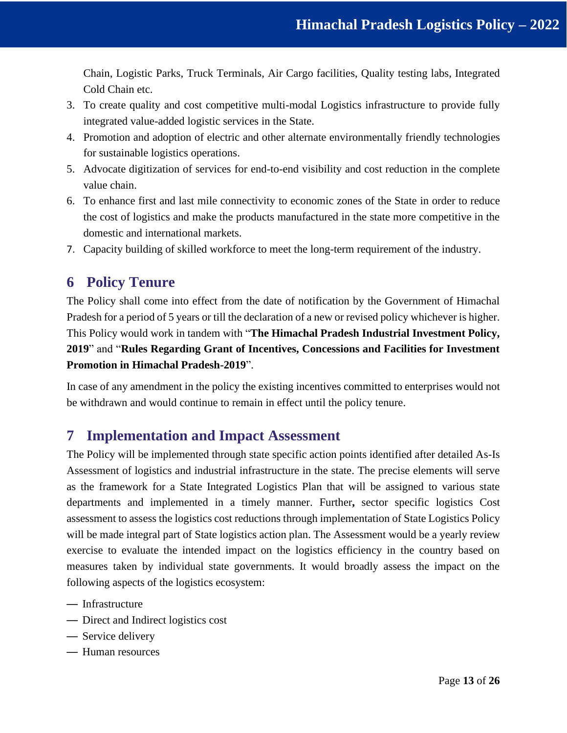Chain, Logistic Parks, Truck Terminals, Air Cargo facilities, Quality testing labs, Integrated Cold Chain etc.

3. To create quality and cost competitive multi-modal Logistics infrastructure to provide fully integrated value-added logistic services in the State.
4. Promotion and adoption of electric and other alternate environmentally friendly technologies for sustainable logistics operations.
5. Advocate digitization of services for end-to-end visibility and cost reduction in the complete value chain.
6. To enhance first and last mile connectivity to economic zones of the State in order to reduce the cost of logistics and make the products manufactured in the state more competitive in the domestic and international markets.
7. Capacity building of skilled workforce to meet the long-term requirement of the industry.

# 6 Policy Tenure

The Policy shall come into effect from the date of notification by the Government of Himachal Pradesh for a period of 5 years or till the declaration of a new or revised policy whichever is higher. This Policy would work in tandem with "**The Himachal Pradesh Industrial Investment Policy, 2019**" and "**Rules Regarding Grant of Incentives, Concessions and Facilities for Investment Promotion in Himachal Pradesh-2019**".

In case of any amendment in the policy the existing incentives committed to enterprises would not be withdrawn and would continue to remain in effect until the policy tenure.

# 7 Implementation and Impact Assessment

The Policy will be implemented through state specific action points identified after detailed As-Is Assessment of logistics and industrial infrastructure in the state. The precise elements will serve as the framework for a State Integrated Logistics Plan that will be assigned to various state departments and implemented in a timely manner. Further**,** sector specific logistics Cost assessment to assess the logistics cost reductions through implementation of State Logistics Policy will be made integral part of State logistics action plan. The Assessment would be a yearly review exercise to evaluate the intended impact on the logistics efficiency in the country based on measures taken by individual state governments. It would broadly assess the impact on the following aspects of the logistics ecosystem:

- Infrastructure
- Direct and Indirect logistics cost
- Service delivery
- Human resources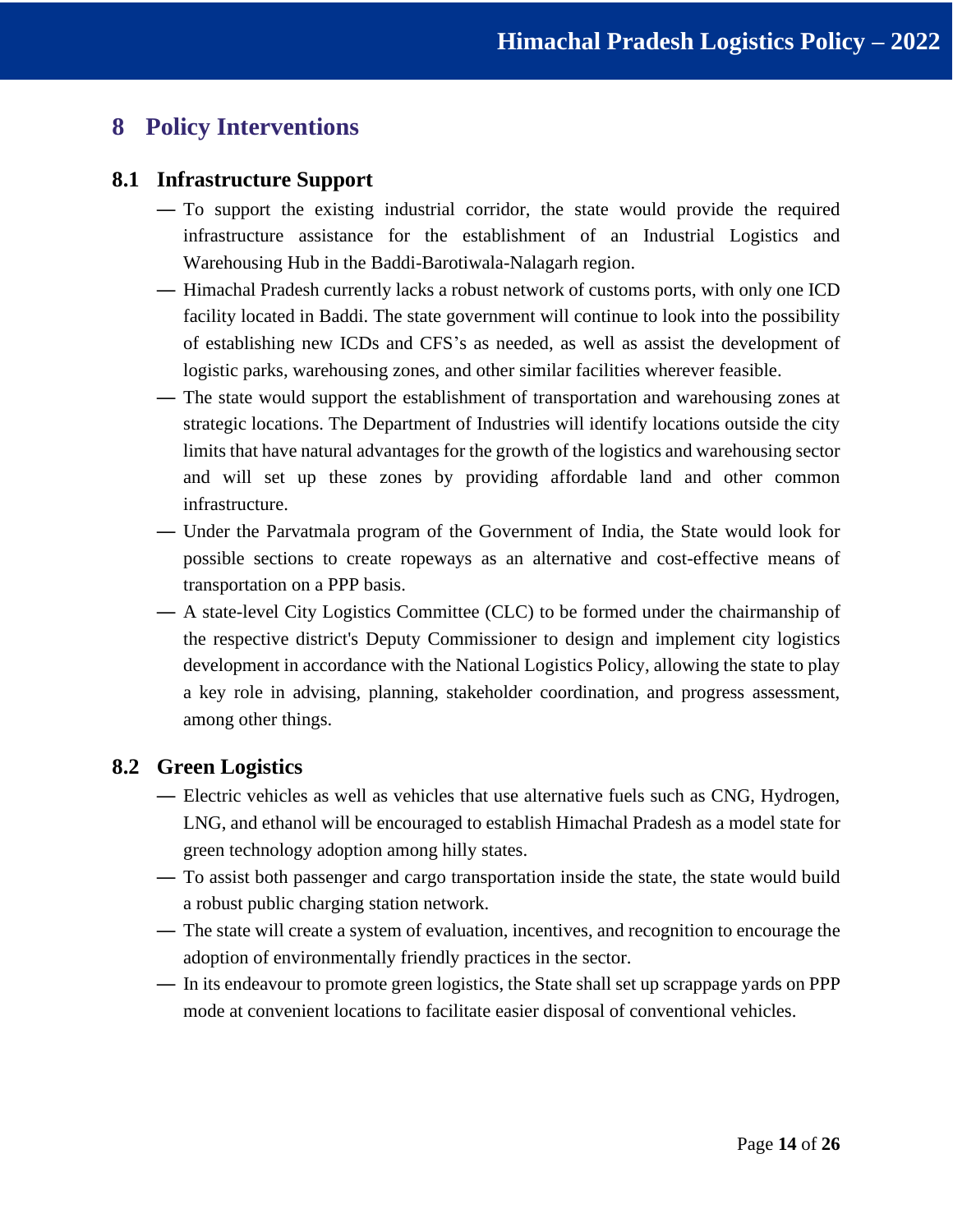# 8 Policy Interventions

## 8.1 Infrastructure Support

- To support the existing industrial corridor, the state would provide the required infrastructure assistance for the establishment of an Industrial Logistics and Warehousing Hub in the Baddi-Barotiwala-Nalagarh region.
- Himachal Pradesh currently lacks a robust network of customs ports, with only one ICD facility located in Baddi. The state government will continue to look into the possibility of establishing new ICDs and CFS's as needed, as well as assist the development of logistic parks, warehousing zones, and other similar facilities wherever feasible.
- The state would support the establishment of transportation and warehousing zones at strategic locations. The Department of Industries will identify locations outside the city limits that have natural advantages for the growth of the logistics and warehousing sector and will set up these zones by providing affordable land and other common infrastructure.
- Under the Parvatmala program of the Government of India, the State would look for possible sections to create ropeways as an alternative and cost-effective means of transportation on a PPP basis.
- A state-level City Logistics Committee (CLC) to be formed under the chairmanship of the respective district's Deputy Commissioner to design and implement city logistics development in accordance with the National Logistics Policy, allowing the state to play a key role in advising, planning, stakeholder coordination, and progress assessment, among other things.

## 8.2 Green Logistics

- Electric vehicles as well as vehicles that use alternative fuels such as CNG, Hydrogen, LNG, and ethanol will be encouraged to establish Himachal Pradesh as a model state for green technology adoption among hilly states.
- To assist both passenger and cargo transportation inside the state, the state would build a robust public charging station network.
- The state will create a system of evaluation, incentives, and recognition to encourage the adoption of environmentally friendly practices in the sector.
- In its endeavour to promote green logistics, the State shall set up scrappage yards on PPP mode at convenient locations to facilitate easier disposal of conventional vehicles.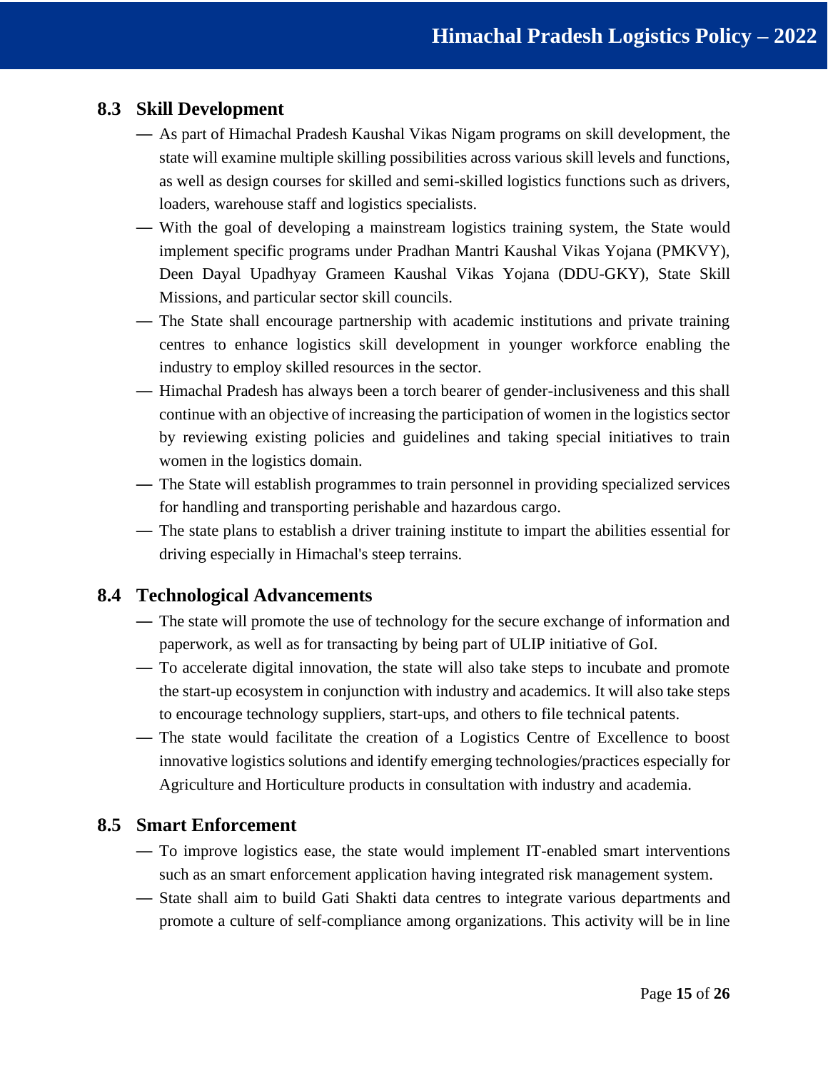### 8.3 Skill Development

- As part of Himachal Pradesh Kaushal Vikas Nigam programs on skill development, the state will examine multiple skilling possibilities across various skill levels and functions, as well as design courses for skilled and semi-skilled logistics functions such as drivers, loaders, warehouse staff and logistics specialists.
- With the goal of developing a mainstream logistics training system, the State would implement specific programs under Pradhan Mantri Kaushal Vikas Yojana (PMKVY), Deen Dayal Upadhyay Grameen Kaushal Vikas Yojana (DDU-GKY), State Skill Missions, and particular sector skill councils.
- The State shall encourage partnership with academic institutions and private training centres to enhance logistics skill development in younger workforce enabling the industry to employ skilled resources in the sector.
- Himachal Pradesh has always been a torch bearer of gender-inclusiveness and this shall continue with an objective of increasing the participation of women in the logistics sector by reviewing existing policies and guidelines and taking special initiatives to train women in the logistics domain.
- The State will establish programmes to train personnel in providing specialized services for handling and transporting perishable and hazardous cargo.
- The state plans to establish a driver training institute to impart the abilities essential for driving especially in Himachal's steep terrains.

### 8.4 Technological Advancements

- The state will promote the use of technology for the secure exchange of information and paperwork, as well as for transacting by being part of ULIP initiative of GoI.
- To accelerate digital innovation, the state will also take steps to incubate and promote the start-up ecosystem in conjunction with industry and academics. It will also take steps to encourage technology suppliers, start-ups, and others to file technical patents.
- The state would facilitate the creation of a Logistics Centre of Excellence to boost innovative logistics solutions and identify emerging technologies/practices especially for Agriculture and Horticulture products in consultation with industry and academia.

### 8.5 Smart Enforcement

- To improve logistics ease, the state would implement IT-enabled smart interventions such as an smart enforcement application having integrated risk management system.
- State shall aim to build Gati Shakti data centres to integrate various departments and promote a culture of self-compliance among organizations. This activity will be in line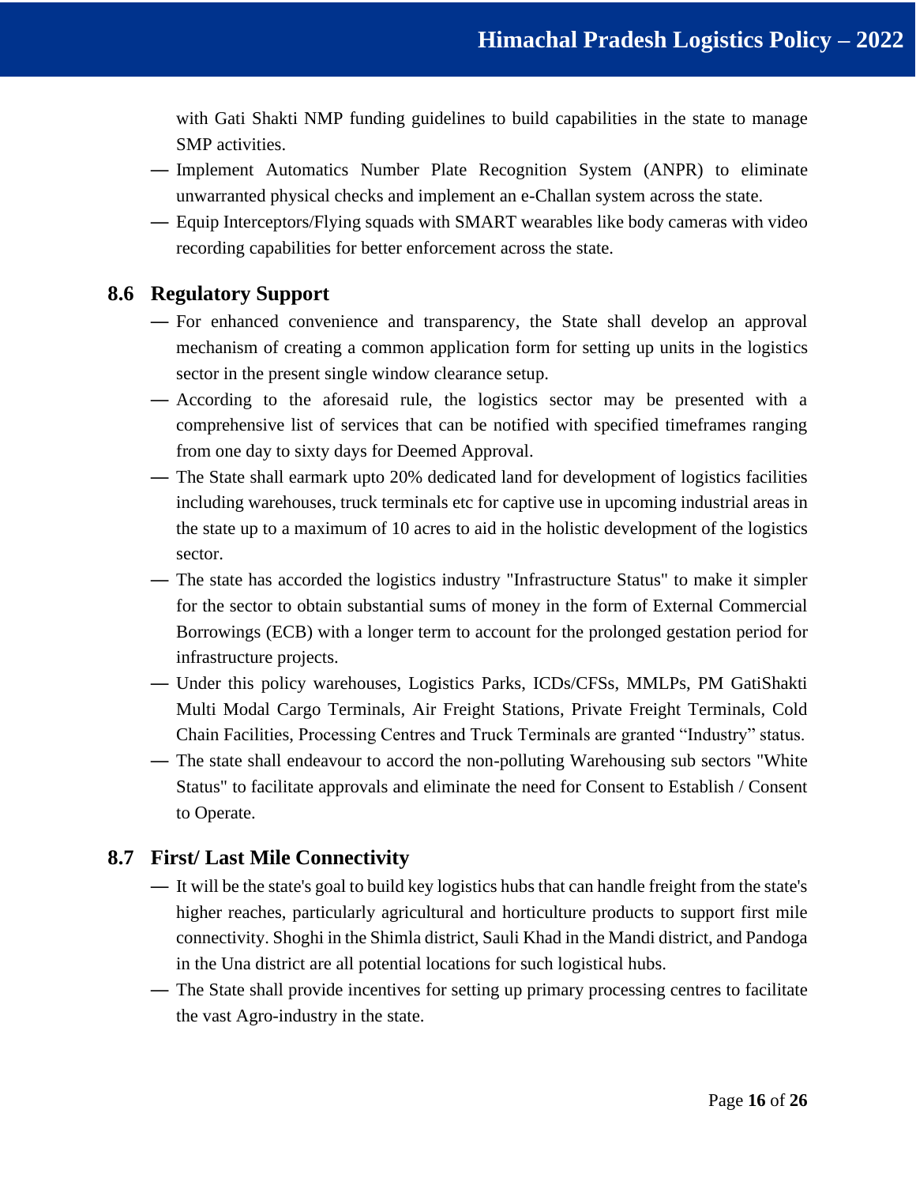with Gati Shakti NMP funding guidelines to build capabilities in the state to manage SMP activities.

- Implement Automatics Number Plate Recognition System (ANPR) to eliminate unwarranted physical checks and implement an e-Challan system across the state.
- Equip Interceptors/Flying squads with SMART wearables like body cameras with video recording capabilities for better enforcement across the state.

## 8.6 Regulatory Support

- For enhanced convenience and transparency, the State shall develop an approval mechanism of creating a common application form for setting up units in the logistics sector in the present single window clearance setup.
- According to the aforesaid rule, the logistics sector may be presented with a comprehensive list of services that can be notified with specified timeframes ranging from one day to sixty days for Deemed Approval.
- The State shall earmark upto 20% dedicated land for development of logistics facilities including warehouses, truck terminals etc for captive use in upcoming industrial areas in the state up to a maximum of 10 acres to aid in the holistic development of the logistics sector.
- The state has accorded the logistics industry "Infrastructure Status" to make it simpler for the sector to obtain substantial sums of money in the form of External Commercial Borrowings (ECB) with a longer term to account for the prolonged gestation period for infrastructure projects.
- Under this policy warehouses, Logistics Parks, ICDs/CFSs, MMLPs, PM GatiShakti Multi Modal Cargo Terminals, Air Freight Stations, Private Freight Terminals, Cold Chain Facilities, Processing Centres and Truck Terminals are granted "Industry" status.
- The state shall endeavour to accord the non-polluting Warehousing sub sectors "White Status" to facilitate approvals and eliminate the need for Consent to Establish / Consent to Operate.

## 8.7 First/ Last Mile Connectivity

- It will be the state's goal to build key logistics hubs that can handle freight from the state's higher reaches, particularly agricultural and horticulture products to support first mile connectivity. Shoghi in the Shimla district, Sauli Khad in the Mandi district, and Pandoga in the Una district are all potential locations for such logistical hubs.
- The State shall provide incentives for setting up primary processing centres to facilitate the vast Agro-industry in the state.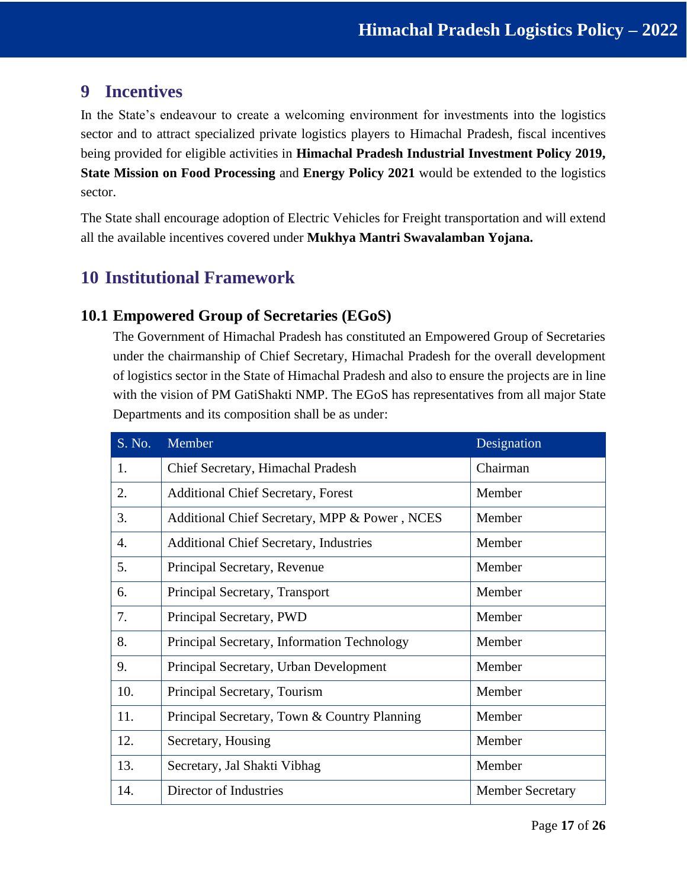# 9 Incentives

In the State's endeavour to create a welcoming environment for investments into the logistics sector and to attract specialized private logistics players to Himachal Pradesh, fiscal incentives being provided for eligible activities in **Himachal Pradesh Industrial Investment Policy 2019, State Mission on Food Processing** and **Energy Policy 2021** would be extended to the logistics sector.

The State shall encourage adoption of Electric Vehicles for Freight transportation and will extend all the available incentives covered under **Mukhya Mantri Swavalamban Yojana.**

# 10 Institutional Framework

## 10.1 Empowered Group of Secretaries (EGoS)

The Government of Himachal Pradesh has constituted an Empowered Group of Secretaries under the chairmanship of Chief Secretary, Himachal Pradesh for the overall development of logistics sector in the State of Himachal Pradesh and also to ensure the projects are in line with the vision of PM GatiShakti NMP. The EGoS has representatives from all major State Departments and its composition shall be as under:

| S. No. | Member | Designation |
|---|---|---|
| 1. | Chief Secretary, Himachal Pradesh | Chairman |
| 2. | Additional Chief Secretary, Forest | Member |
| 3. | Additional Chief Secretary, MPP & Power , NCES | Member |
| 4. | Additional Chief Secretary, Industries | Member |
| 5. | Principal Secretary, Revenue | Member |
| 6. | Principal Secretary, Transport | Member |
| 7. | Principal Secretary, PWD | Member |
| 8. | Principal Secretary, Information Technology | Member |
| 9. | Principal Secretary, Urban Development | Member |
| 10. | Principal Secretary, Tourism | Member |
| 11. | Principal Secretary, Town & Country Planning | Member |
| 12. | Secretary, Housing | Member |
| 13. | Secretary, Jal Shakti Vibhag | Member |
| 14. | Director of Industries | Member Secretary |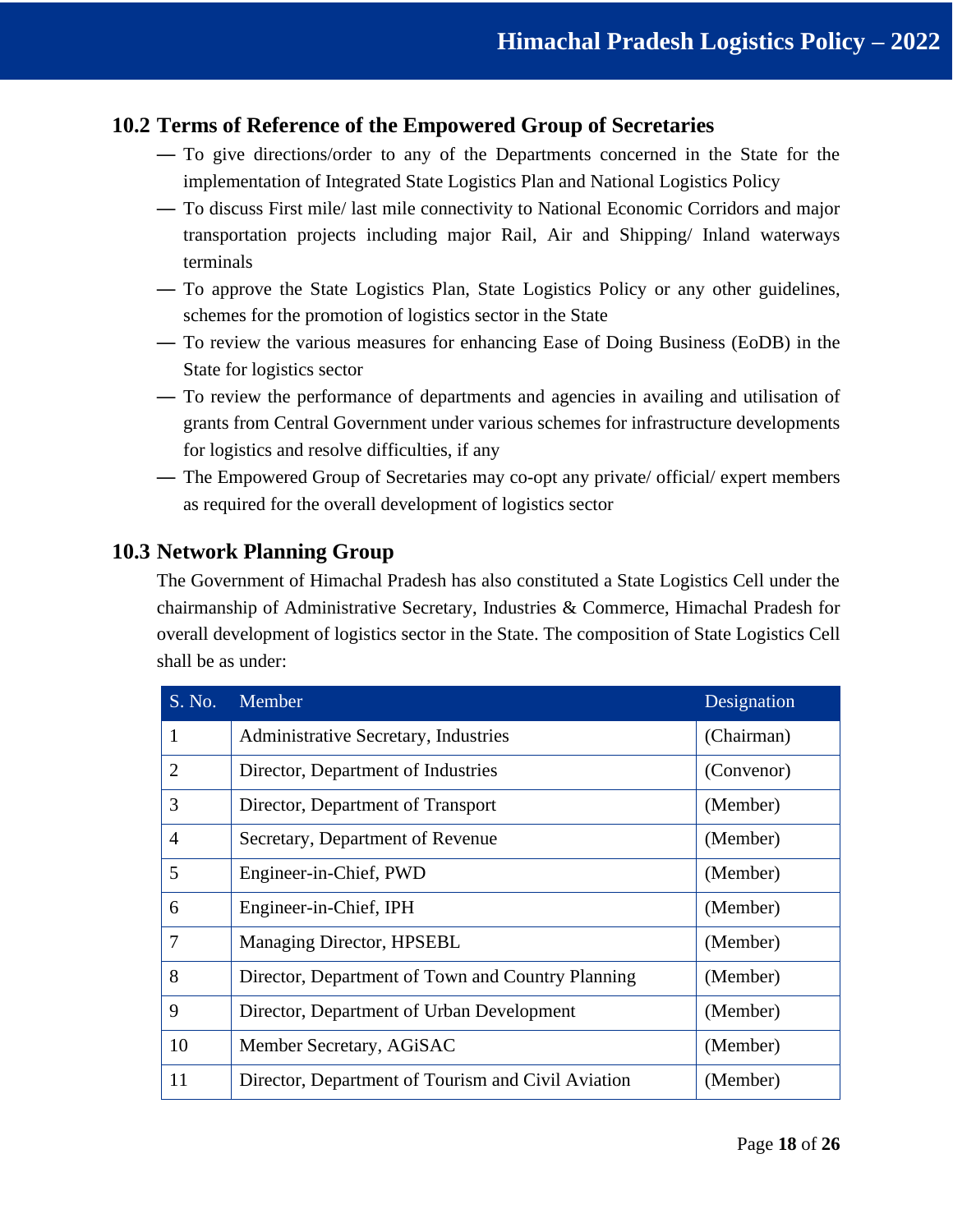## 10.2 Terms of Reference of the Empowered Group of Secretaries

- To give directions/order to any of the Departments concerned in the State for the implementation of Integrated State Logistics Plan and National Logistics Policy
- To discuss First mile/ last mile connectivity to National Economic Corridors and major transportation projects including major Rail, Air and Shipping/ Inland waterways terminals
- To approve the State Logistics Plan, State Logistics Policy or any other guidelines, schemes for the promotion of logistics sector in the State
- To review the various measures for enhancing Ease of Doing Business (EoDB) in the State for logistics sector
- To review the performance of departments and agencies in availing and utilisation of grants from Central Government under various schemes for infrastructure developments for logistics and resolve difficulties, if any
- The Empowered Group of Secretaries may co-opt any private/ official/ expert members as required for the overall development of logistics sector

## 10.3 Network Planning Group

The Government of Himachal Pradesh has also constituted a State Logistics Cell under the chairmanship of Administrative Secretary, Industries & Commerce, Himachal Pradesh for overall development of logistics sector in the State. The composition of State Logistics Cell shall be as under:

| S. No. | Member | Designation |
|---|---|---|
| 1 | Administrative Secretary, Industries | (Chairman) |
| 2 | Director, Department of Industries | (Convenor) |
| 3 | Director, Department of Transport | (Member) |
| 4 | Secretary, Department of Revenue | (Member) |
| 5 | Engineer-in-Chief, PWD | (Member) |
| 6 | Engineer-in-Chief, IPH | (Member) |
| 7 | Managing Director, HPSEBL | (Member) |
| 8 | Director, Department of Town and Country Planning | (Member) |
| 9 | Director, Department of Urban Development | (Member) |
| 10 | Member Secretary, AGiSAC | (Member) |
| 11 | Director, Department of Tourism and Civil Aviation | (Member) |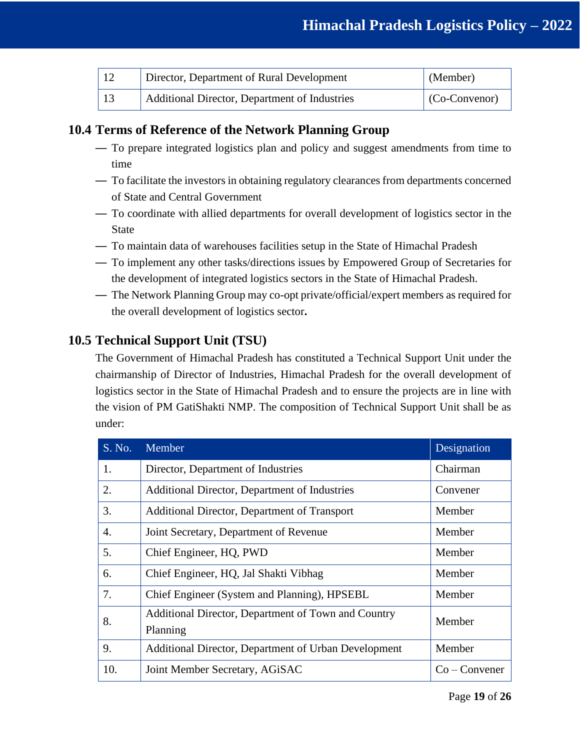| 12 | Director, Department of Rural Development | (Member) |
|---|---|---|
| 13 | Additional Director, Department of Industries | (Co-Convenor) |

## 10.4 Terms of Reference of the Network Planning Group

- To prepare integrated logistics plan and policy and suggest amendments from time to time
- To facilitate the investors in obtaining regulatory clearances from departments concerned of State and Central Government
- To coordinate with allied departments for overall development of logistics sector in the State
- To maintain data of warehouses facilities setup in the State of Himachal Pradesh
- To implement any other tasks/directions issues by Empowered Group of Secretaries for the development of integrated logistics sectors in the State of Himachal Pradesh.
- The Network Planning Group may co-opt private/official/expert members as required for the overall development of logistics sector**.**

## 10.5 Technical Support Unit (TSU)

The Government of Himachal Pradesh has constituted a Technical Support Unit under the chairmanship of Director of Industries, Himachal Pradesh for the overall development of logistics sector in the State of Himachal Pradesh and to ensure the projects are in line with the vision of PM GatiShakti NMP. The composition of Technical Support Unit shall be as under:

| S. No. | Member | Designation |
|---|---|---|
| 1. | Director, Department of Industries | Chairman |
| 2. | Additional Director, Department of Industries | Convener |
| 3. | Additional Director, Department of Transport | Member |
| 4. | Joint Secretary, Department of Revenue | Member |
| 5. | Chief Engineer, HQ, PWD | Member |
| 6. | Chief Engineer, HQ, Jal Shakti Vibhag | Member |
| 7. | Chief Engineer (System and Planning), HPSEBL | Member |
| 8. | Additional Director, Department of Town and Country Planning | Member |
| 9. | Additional Director, Department of Urban Development | Member |
| 10. | Joint Member Secretary, AGiSAC | Co – Convener |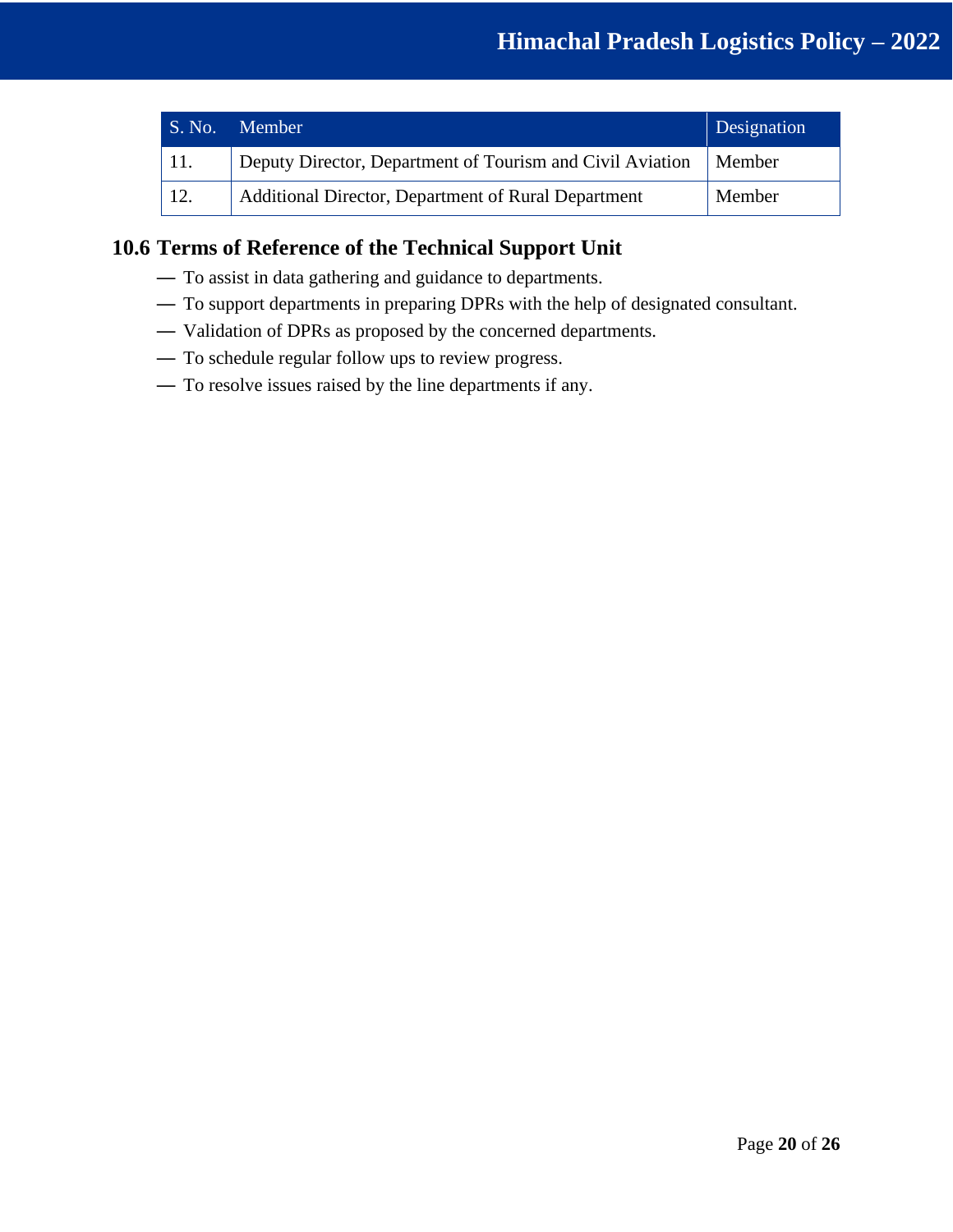| S. No. | Member | Designation |
| --- | --- | --- |
| 11. | Deputy Director, Department of Tourism and Civil Aviation | Member |
| 12. | Additional Director, Department of Rural Department | Member |

## 10.6 Terms of Reference of the Technical Support Unit

- To assist in data gathering and guidance to departments.
- To support departments in preparing DPRs with the help of designated consultant.
- Validation of DPRs as proposed by the concerned departments.
- To schedule regular follow ups to review progress.
- To resolve issues raised by the line departments if any.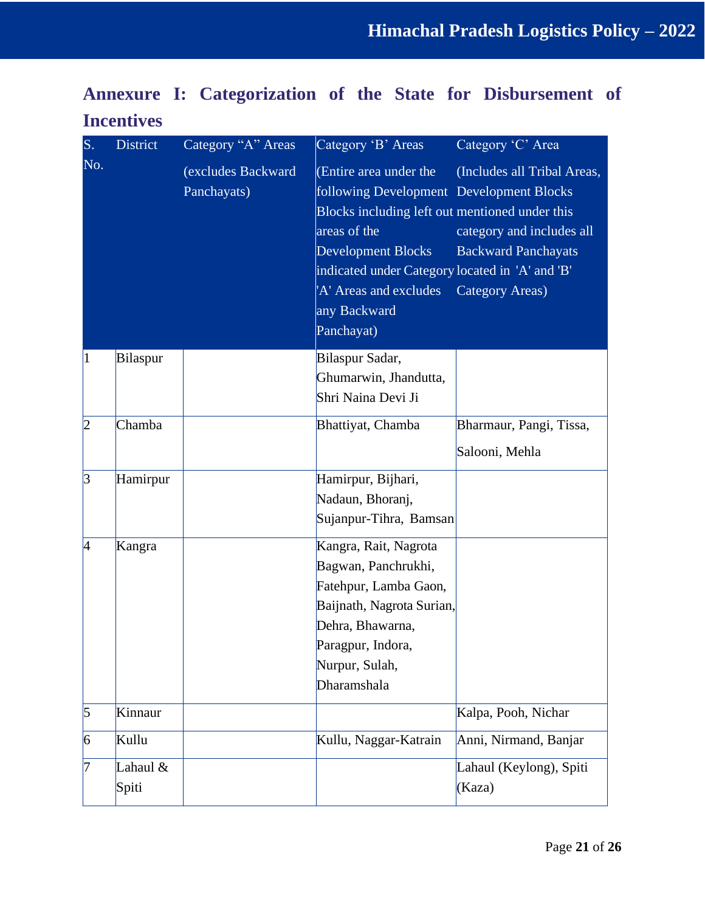## Annexure I: Categorization of the State for Disbursement of Incentives

| S. No. | District | Category "A" Areas (excludes Backward Panchayats) | Category 'B' Areas (Entire area under the following Development Blocks including left out areas of the Development Blocks indicated under Category 'A' Areas and excludes any Backward Panchayat) | Category 'C' Area (Includes all Tribal Areas, Development Blocks mentioned under this category and includes all Backward Panchayats located in 'A' and 'B' Category Areas) |
|---|---|---|---|---|
| 1 | Bilaspur | | Bilaspur Sadar, Ghumarwin, Jhandutta, Shri Naina Devi Ji | |
| 2 | Chamba | | Bhattiyat, Chamba | Bharmaur, Pangi, Tissa, Salooni, Mehla |
| 3 | Hamirpur | | Hamirpur, Bijhari, Nadaun, Bhoranj, Sujanpur-Tihra, Bamsan | |
| 4 | Kangra | | Kangra, Rait, Nagrota Bagwan, Panchrukhi, Fatehpur, Lamba Gaon, Baijnath, Nagrota Surian, Dehra, Bhawarna, Paragpur, Indora, Nurpur, Sulah, Dharamshala | |
| 5 | Kinnaur | | | Kalpa, Pooh, Nichar |
| 6 | Kullu | | Kullu, Naggar-Katrain | Anni, Nirmand, Banjar |
| 7 | Lahaul & Spiti | | | Lahaul (Keylong), Spiti (Kaza) |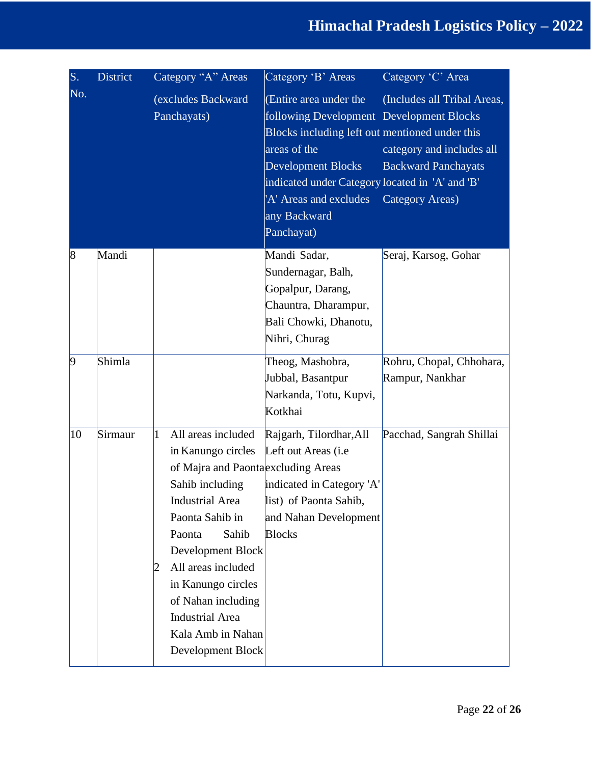| S. No. | District | Category "A" Areas (excludes Backward Panchayats) | Category 'B' Areas (Entire area under the following Development Blocks including left out areas of the Development Blocks indicated under Category 'A' Areas and excludes any Backward Panchayat) | Category 'C' Area (Includes all Tribal Areas, Development Blocks mentioned under this category and includes all Backward Panchayats located in 'A' and 'B' Category Areas) |
|---|---|---|---|---|
| 8 | Mandi | | Mandi Sadar, Sundernagar, Balh, Gopalpur, Darang, Chauntra, Dharampur, Bali Chowki, Dhanotu, Nihri, Churag | Seraj, Karsog, Gohar |
| 9 | Shimla | | Theog, Mashobra, Jubbal, Basantpur Narkanda, Totu, Kupvi, Kotkhai | Rohru, Chopal, Chhohara, Rampur, Nankhar |
| 10 | Sirmaur | 1 All areas included in Kanungo circles of Majra and Paonta Sahib including Industrial Area Paonta Sahib in Paonta Sahib Development Block<br>2 All areas included in Kanungo circles of Nahan including Industrial Area Kala Amb in Nahan Development Block | Rajgarh, Tilordhar,All Left out Areas (i.e excluding Areas indicated in Category 'A' list) of Paonta Sahib, and Nahan Development Blocks | Pacchad, Sangrah Shillai |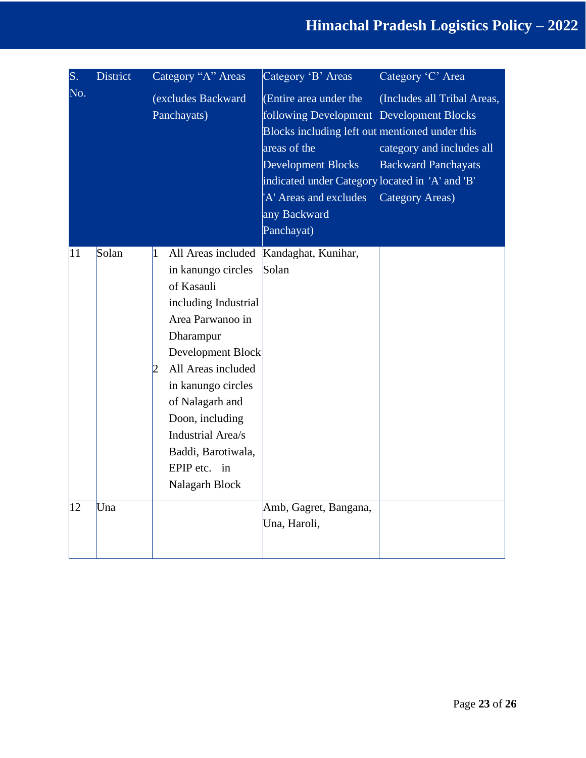| S. No. | District | Category "A" Areas (excludes Backward Panchayats) | Category 'B' Areas (Entire area under the following Development Blocks including left out areas of the Development Blocks indicated under Category 'A' Areas and excludes any Backward Panchayat) | Category 'C' Area (Includes all Tribal Areas, Development Blocks mentioned under this category and includes all Backward Panchayats located in 'A' and 'B' Category Areas) |
|---|---|---|---|---|
| 11 | Solan | 1 All Areas included in kanungo circles of Kasauli including Industrial Area Parwanoo in Dharampur Development Block<br>2 All Areas included in kanungo circles of Nalagarh and Doon, including Industrial Area/s Baddi, Barotiwala, EPIP etc. in Nalagarh Block | Kandaghat, Kunihar, Solan | |
| 12 | Una | | Amb, Gagret, Bangana, Una, Haroli, | |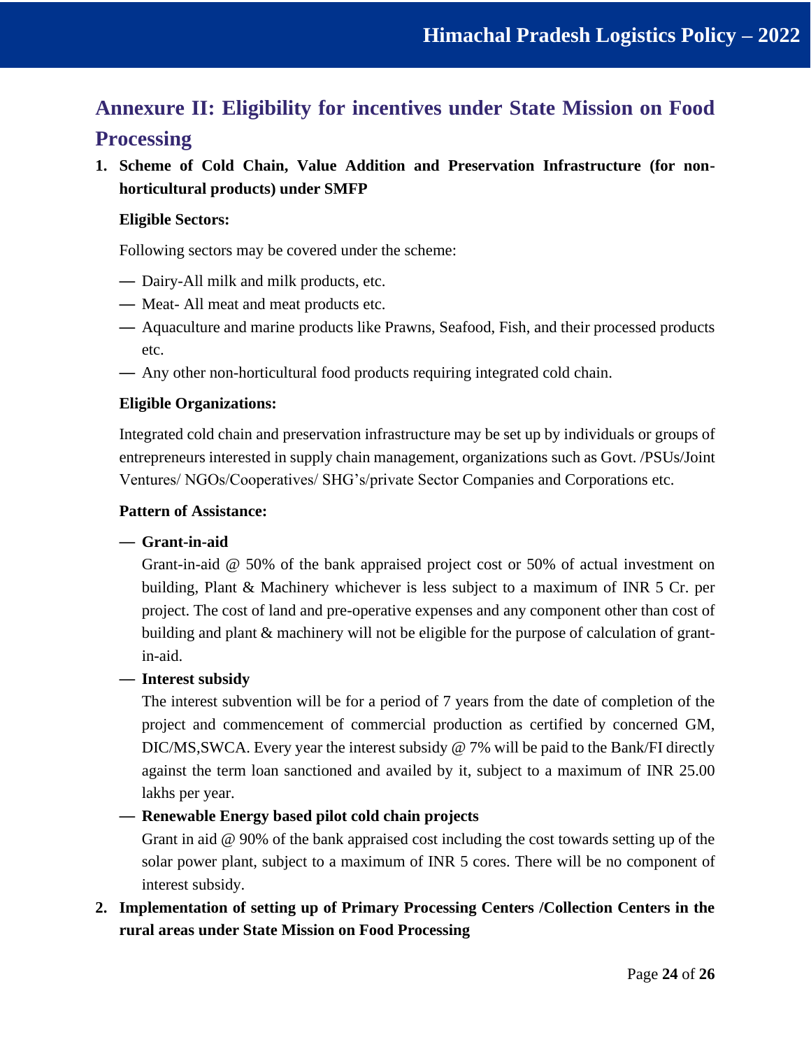## Annexure II: Eligibility for incentives under State Mission on Food Processing

1. **Scheme of Cold Chain, Value Addition and Preservation Infrastructure (for non-horticultural products) under SMFP**

   **Eligible Sectors:**

   Following sectors may be covered under the scheme:

   - Dairy-All milk and milk products, etc.
   - Meat- All meat and meat products etc.
   - Aquaculture and marine products like Prawns, Seafood, Fish, and their processed products etc.
   - Any other non-horticultural food products requiring integrated cold chain.

   **Eligible Organizations:**

   Integrated cold chain and preservation infrastructure may be set up by individuals or groups of entrepreneurs interested in supply chain management, organizations such as Govt. /PSUs/Joint Ventures/ NGOs/Cooperatives/ SHG's/private Sector Companies and Corporations etc.

   **Pattern of Assistance:**

   - **Grant-in-aid**

     Grant-in-aid @ 50% of the bank appraised project cost or 50% of actual investment on building, Plant & Machinery whichever is less subject to a maximum of INR 5 Cr. per project. The cost of land and pre-operative expenses and any component other than cost of building and plant & machinery will not be eligible for the purpose of calculation of grant-in-aid.

   - **Interest subsidy**

     The interest subvention will be for a period of 7 years from the date of completion of the project and commencement of commercial production as certified by concerned GM, DIC/MS,SWCA. Every year the interest subsidy @ 7% will be paid to the Bank/FI directly against the term loan sanctioned and availed by it, subject to a maximum of INR 25.00 lakhs per year.

   - **Renewable Energy based pilot cold chain projects**

     Grant in aid @ 90% of the bank appraised cost including the cost towards setting up of the solar power plant, subject to a maximum of INR 5 cores. There will be no component of interest subsidy.

2. **Implementation of setting up of Primary Processing Centers /Collection Centers in the rural areas under State Mission on Food Processing**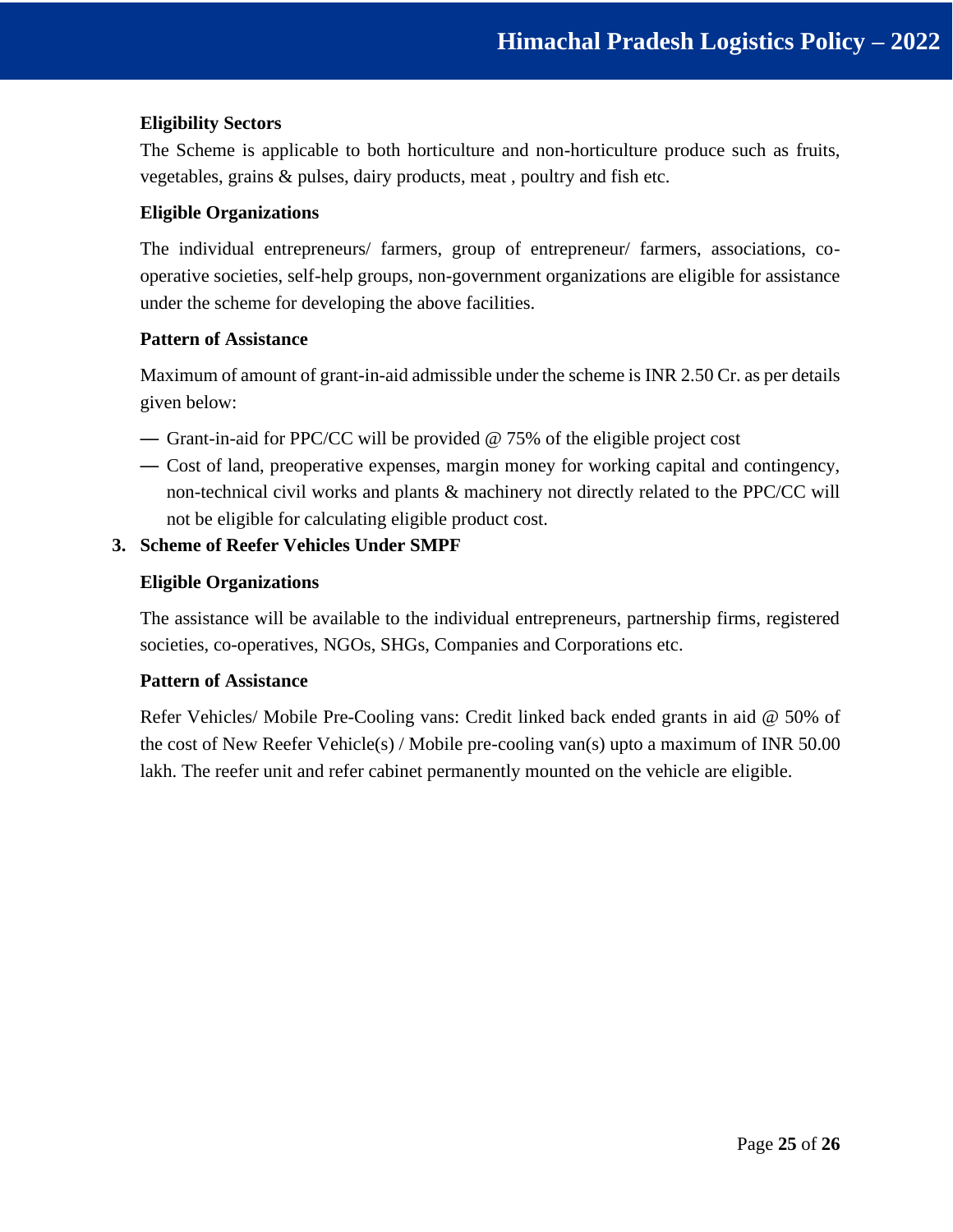**Eligibility Sectors**

The Scheme is applicable to both horticulture and non-horticulture produce such as fruits, vegetables, grains & pulses, dairy products, meat , poultry and fish etc.

**Eligible Organizations**

The individual entrepreneurs/ farmers, group of entrepreneur/ farmers, associations, co-operative societies, self-help groups, non-government organizations are eligible for assistance under the scheme for developing the above facilities.

**Pattern of Assistance**

Maximum of amount of grant-in-aid admissible under the scheme is INR 2.50 Cr. as per details given below:

- Grant-in-aid for PPC/CC will be provided @ 75% of the eligible project cost
- Cost of land, preoperative expenses, margin money for working capital and contingency, non-technical civil works and plants & machinery not directly related to the PPC/CC will not be eligible for calculating eligible product cost.

**3. Scheme of Reefer Vehicles Under SMPF**

**Eligible Organizations**

The assistance will be available to the individual entrepreneurs, partnership firms, registered societies, co-operatives, NGOs, SHGs, Companies and Corporations etc.

**Pattern of Assistance**

Refer Vehicles/ Mobile Pre-Cooling vans: Credit linked back ended grants in aid @ 50% of the cost of New Reefer Vehicle(s) / Mobile pre-cooling van(s) upto a maximum of INR 50.00 lakh. The reefer unit and refer cabinet permanently mounted on the vehicle are eligible.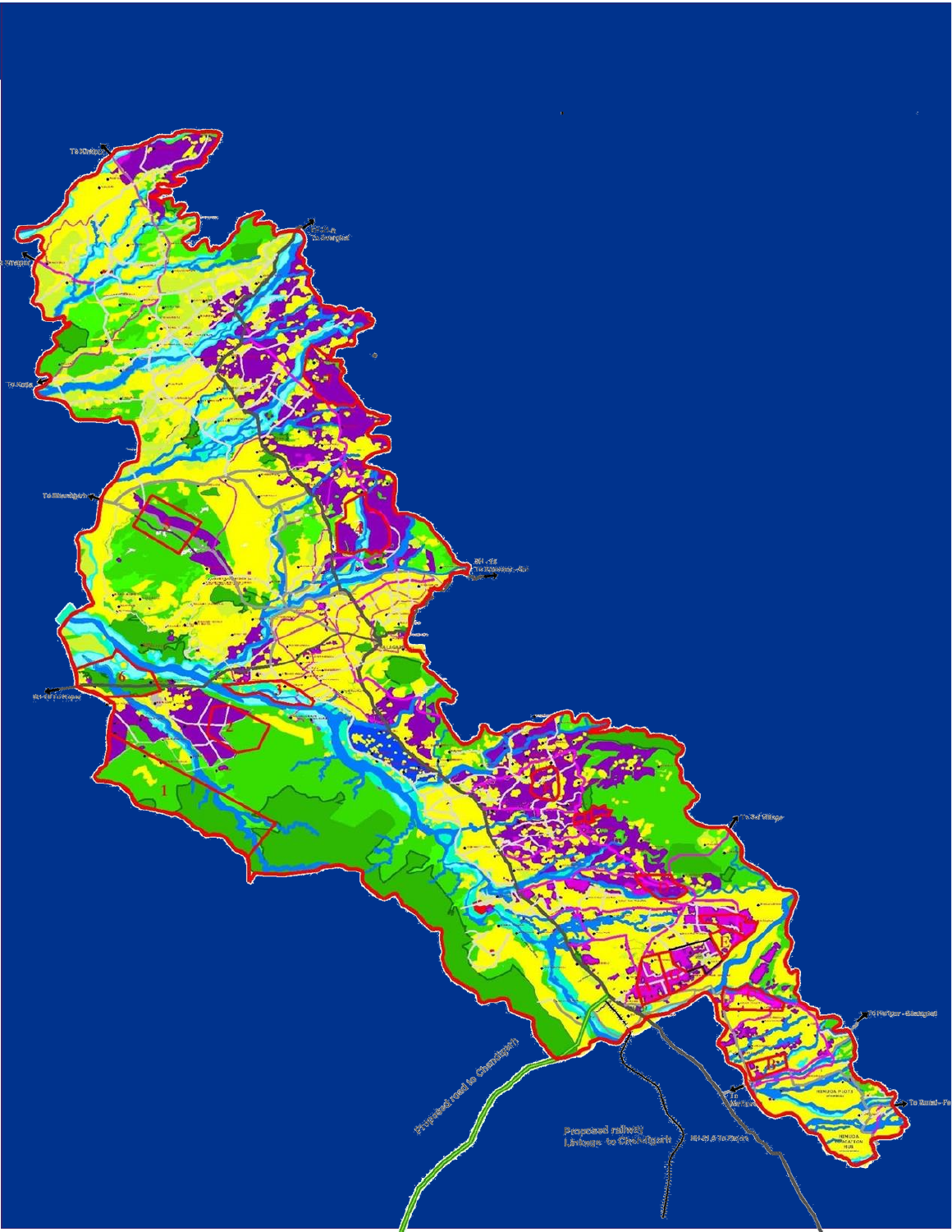Proposed road to Chandigarh

Proposed railway Linkage to Chandigarh

To Chandigarh